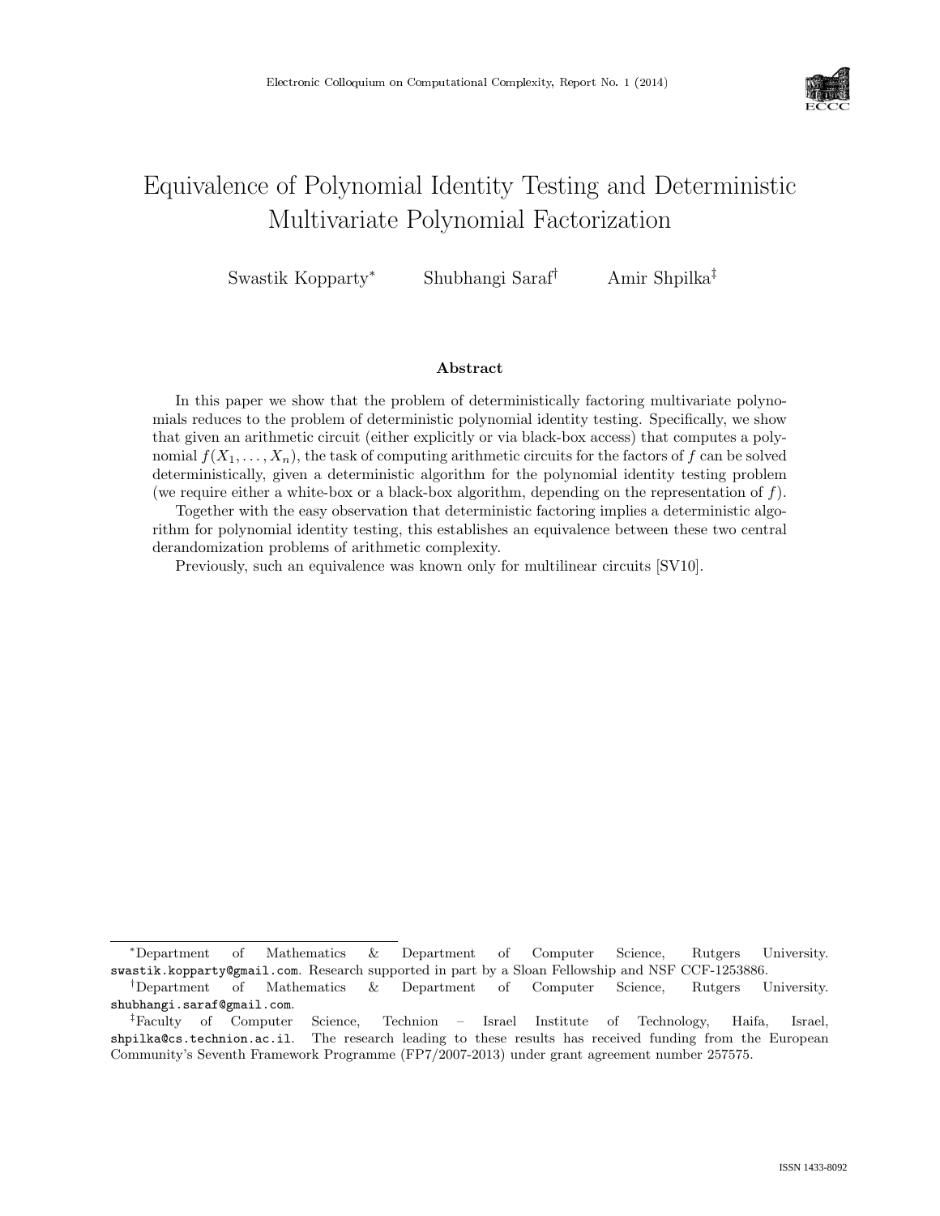# Equivalence of Polynomial Identity Testing and Deterministic Multivariate Polynomial Factorization

Swastik Kopparty[*] Shubhangi Saraf[†] Amir Shpilka[‡]

### Abstract

In this paper we show that the problem of deterministically factoring multivariate polynomials reduces to the problem of deterministic polynomial identity testing. Specifically, we show that given an arithmetic circuit (either explicitly or via black-box access) that computes a polynomial $f(X_1, \ldots, X_n)$, the task of computing arithmetic circuits for the factors of $f$ can be solved deterministically, given a deterministic algorithm for the polynomial identity testing problem (we require either a white-box or a black-box algorithm, depending on the representation of $f$).

Together with the easy observation that deterministic factoring implies a deterministic algorithm for polynomial identity testing, this establishes an equivalence between these two central derandomization problems of arithmetic complexity.

Previously, such an equivalence was known only for multilinear circuits [SV10].

---

[*] Department of Mathematics & Department of Computer Science, Rutgers University. swastik.kopparty@gmail.com. Research supported in part by a Sloan Fellowship and NSF CCF-1253886.

[†] Department of Mathematics & Department of Computer Science, Rutgers University. shubhangi.saraf@gmail.com.

[‡] Faculty of Computer Science, Technion – Israel Institute of Technology, Haifa, Israel, shpilka@cs.technion.ac.il. The research leading to these results has received funding from the European Community's Seventh Framework Programme (FP7/2007-2013) under grant agreement number 257575.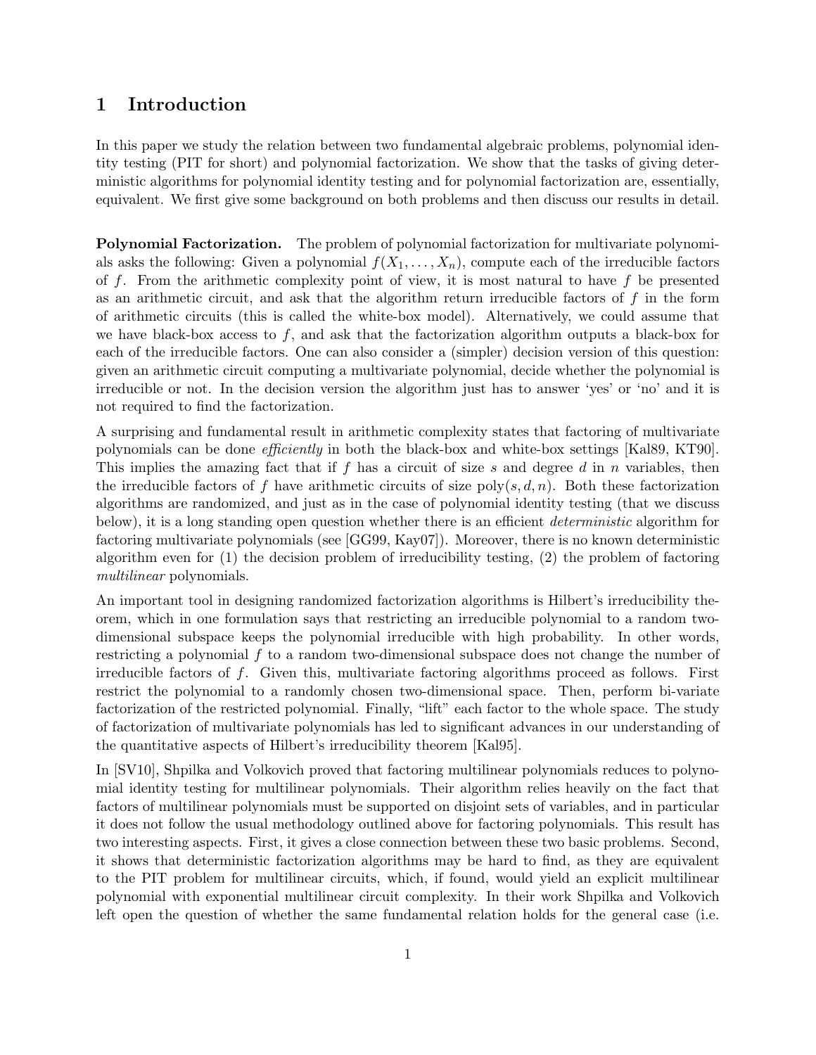# 1 Introduction

In this paper we study the relation between two fundamental algebraic problems, polynomial identity testing (PIT for short) and polynomial factorization. We show that the tasks of giving deterministic algorithms for polynomial identity testing and for polynomial factorization are, essentially, equivalent. We first give some background on both problems and then discuss our results in detail.

**Polynomial Factorization.** The problem of polynomial factorization for multivariate polynomials asks the following: Given a polynomial $f(X_1, \ldots, X_n)$, compute each of the irreducible factors of $f$. From the arithmetic complexity point of view, it is most natural to have $f$ be presented as an arithmetic circuit, and ask that the algorithm return irreducible factors of $f$ in the form of arithmetic circuits (this is called the white-box model). Alternatively, we could assume that we have black-box access to $f$, and ask that the factorization algorithm outputs a black-box for each of the irreducible factors. One can also consider a (simpler) decision version of this question: given an arithmetic circuit computing a multivariate polynomial, decide whether the polynomial is irreducible or not. In the decision version the algorithm just has to answer 'yes' or 'no' and it is not required to find the factorization.

A surprising and fundamental result in arithmetic complexity states that factoring of multivariate polynomials can be done *efficiently* in both the black-box and white-box settings [Kal89, KT90]. This implies the amazing fact that if $f$ has a circuit of size $s$ and degree $d$ in $n$ variables, then the irreducible factors of $f$ have arithmetic circuits of size $\text{poly}(s, d, n)$. Both these factorization algorithms are randomized, and just as in the case of polynomial identity testing (that we discuss below), it is a long standing open question whether there is an efficient *deterministic* algorithm for factoring multivariate polynomials (see [GG99, Kay07]). Moreover, there is no known deterministic algorithm even for (1) the decision problem of irreducibility testing, (2) the problem of factoring *multilinear* polynomials.

An important tool in designing randomized factorization algorithms is Hilbert's irreducibility theorem, which in one formulation says that restricting an irreducible polynomial to a random two-dimensional subspace keeps the polynomial irreducible with high probability. In other words, restricting a polynomial $f$ to a random two-dimensional subspace does not change the number of irreducible factors of $f$. Given this, multivariate factoring algorithms proceed as follows. First restrict the polynomial to a randomly chosen two-dimensional space. Then, perform bi-variate factorization of the restricted polynomial. Finally, "lift" each factor to the whole space. The study of factorization of multivariate polynomials has led to significant advances in our understanding of the quantitative aspects of Hilbert's irreducibility theorem [Kal95].

In [SV10], Shpilka and Volkovich proved that factoring multilinear polynomials reduces to polynomial identity testing for multilinear polynomials. Their algorithm relies heavily on the fact that factors of multilinear polynomials must be supported on disjoint sets of variables, and in particular it does not follow the usual methodology outlined above for factoring polynomials. This result has two interesting aspects. First, it gives a close connection between these two basic problems. Second, it shows that deterministic factorization algorithms may be hard to find, as they are equivalent to the PIT problem for multilinear circuits, which, if found, would yield an explicit multilinear polynomial with exponential multilinear circuit complexity. In their work Shpilka and Volkovich left open the question of whether the same fundamental relation holds for the general case (i.e.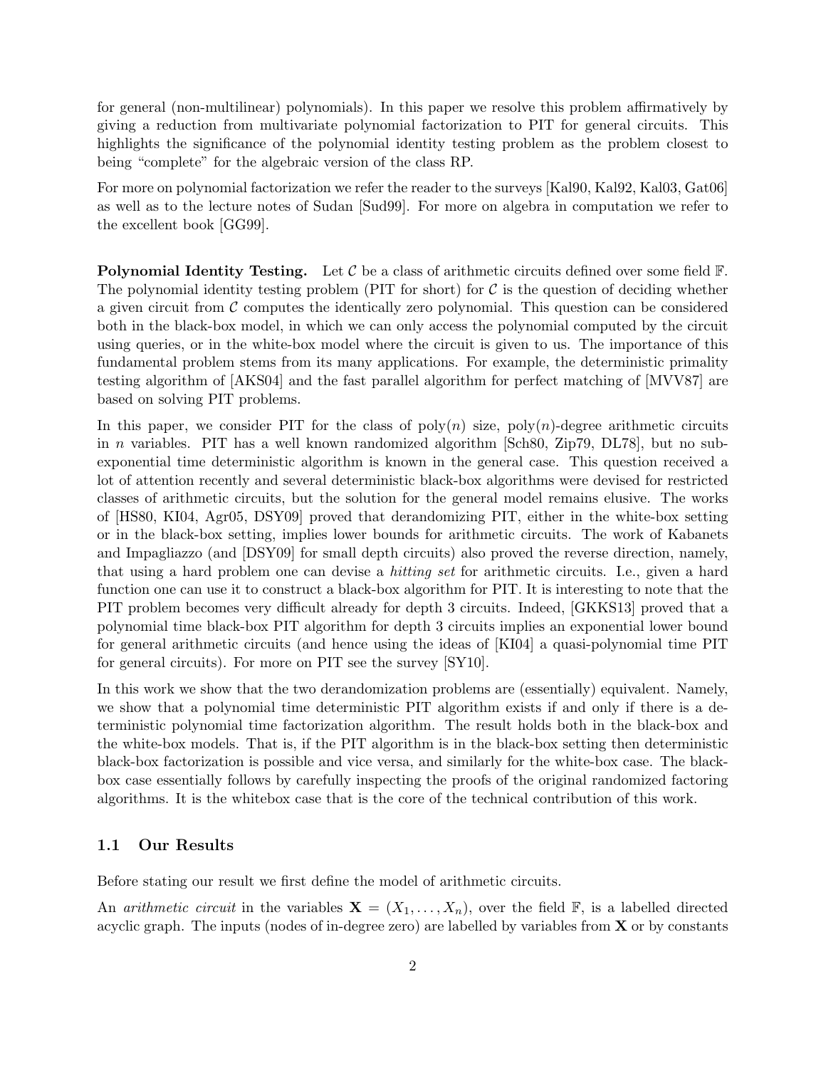for general (non-multilinear) polynomials). In this paper we resolve this problem affirmatively by giving a reduction from multivariate polynomial factorization to PIT for general circuits. This highlights the significance of the polynomial identity testing problem as the problem closest to being "complete" for the algebraic version of the class RP.

For more on polynomial factorization we refer the reader to the surveys [Kal90, Kal92, Kal03, Gat06] as well as to the lecture notes of Sudan [Sud99]. For more on algebra in computation we refer to the excellent book [GG99].

**Polynomial Identity Testing.** Let $\mathcal{C}$ be a class of arithmetic circuits defined over some field $\mathbb{F}$. The polynomial identity testing problem (PIT for short) for $\mathcal{C}$ is the question of deciding whether a given circuit from $\mathcal{C}$ computes the identically zero polynomial. This question can be considered both in the black-box model, in which we can only access the polynomial computed by the circuit using queries, or in the white-box model where the circuit is given to us. The importance of this fundamental problem stems from its many applications. For example, the deterministic primality testing algorithm of [AKS04] and the fast parallel algorithm for perfect matching of [MVV87] are based on solving PIT problems.

In this paper, we consider PIT for the class of $\text{poly}(n)$ size, $\text{poly}(n)$-degree arithmetic circuits in $n$ variables. PIT has a well known randomized algorithm [Sch80, Zip79, DL78], but no sub-exponential time deterministic algorithm is known in the general case. This question received a lot of attention recently and several deterministic black-box algorithms were devised for restricted classes of arithmetic circuits, but the solution for the general model remains elusive. The works of [HS80, KI04, Agr05, DSY09] proved that derandomizing PIT, either in the white-box setting or in the black-box setting, implies lower bounds for arithmetic circuits. The work of Kabanets and Impagliazzo (and [DSY09] for small depth circuits) also proved the reverse direction, namely, that using a hard problem one can devise a *hitting set* for arithmetic circuits. I.e., given a hard function one can use it to construct a black-box algorithm for PIT. It is interesting to note that the PIT problem becomes very difficult already for depth 3 circuits. Indeed, [GKKS13] proved that a polynomial time black-box PIT algorithm for depth 3 circuits implies an exponential lower bound for general arithmetic circuits (and hence using the ideas of [KI04] a quasi-polynomial time PIT for general circuits). For more on PIT see the survey [SY10].

In this work we show that the two derandomization problems are (essentially) equivalent. Namely, we show that a polynomial time deterministic PIT algorithm exists if and only if there is a deterministic polynomial time factorization algorithm. The result holds both in the black-box and the white-box models. That is, if the PIT algorithm is in the black-box setting then deterministic black-box factorization is possible and vice versa, and similarly for the white-box case. The black-box case essentially follows by carefully inspecting the proofs of the original randomized factoring algorithms. It is the whitebox case that is the core of the technical contribution of this work.

### 1.1 Our Results

Before stating our result we first define the model of arithmetic circuits.

An *arithmetic circuit* in the variables $\mathbf{X} = (X_1, \ldots, X_n)$, over the field $\mathbb{F}$, is a labelled directed acyclic graph. The inputs (nodes of in-degree zero) are labelled by variables from $\mathbf{X}$ or by constants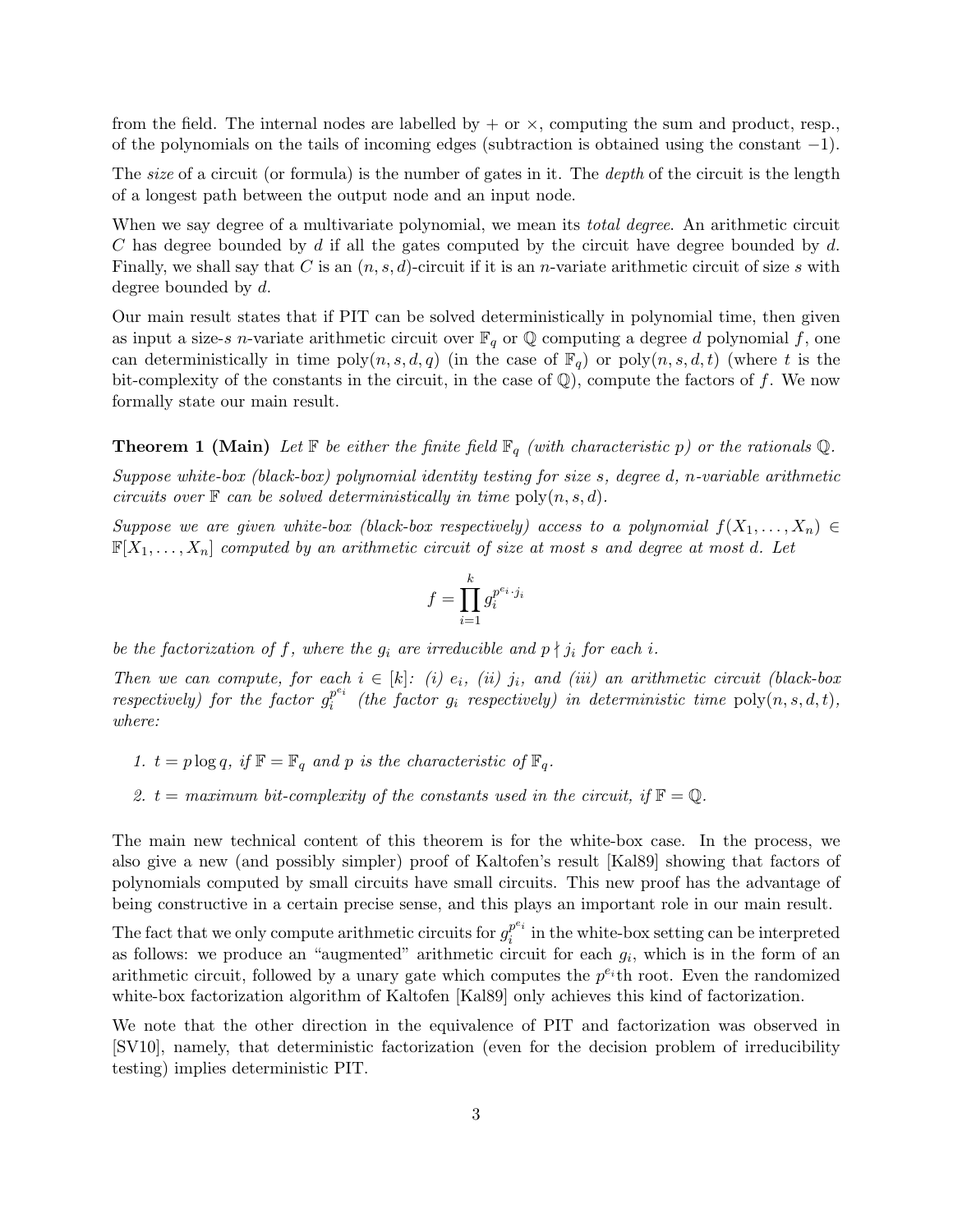from the field. The internal nodes are labelled by $+$ or $\times$, computing the sum and product, resp., of the polynomials on the tails of incoming edges (subtraction is obtained using the constant $-1$).

The *size* of a circuit (or formula) is the number of gates in it. The *depth* of the circuit is the length of a longest path between the output node and an input node.

When we say degree of a multivariate polynomial, we mean its *total degree*. An arithmetic circuit $C$ has degree bounded by $d$ if all the gates computed by the circuit have degree bounded by $d$. Finally, we shall say that $C$ is an $(n, s, d)$-circuit if it is an $n$-variate arithmetic circuit of size $s$ with degree bounded by $d$.

Our main result states that if PIT can be solved deterministically in polynomial time, then given as input a size-$s$ $n$-variate arithmetic circuit over $\mathbb{F}_q$ or $\mathbb{Q}$ computing a degree $d$ polynomial $f$, one can deterministically in time $\mathrm{poly}(n, s, d, q)$ (in the case of $\mathbb{F}_q$) or $\mathrm{poly}(n, s, d, t)$ (where $t$ is the bit-complexity of the constants in the circuit, in the case of $\mathbb{Q}$), compute the factors of $f$. We now formally state our main result.

**Theorem 1 (Main)** *Let $\mathbb{F}$ be either the finite field $\mathbb{F}_q$ (with characteristic $p$) or the rationals $\mathbb{Q}$.*

*Suppose white-box (black-box) polynomial identity testing for size $s$, degree $d$, $n$-variable arithmetic circuits over $\mathbb{F}$ can be solved deterministically in time $\mathrm{poly}(n, s, d)$.*

*Suppose we are given white-box (black-box respectively) access to a polynomial $f(X_1, \ldots, X_n) \in \mathbb{F}[X_1, \ldots, X_n]$ computed by an arithmetic circuit of size at most $s$ and degree at most $d$. Let*

$$f = \prod_{i=1}^{k} g_i^{p^{e_i} \cdot j_i}$$

*be the factorization of $f$, where the $g_i$ are irreducible and $p \nmid j_i$ for each $i$.*

*Then we can compute, for each $i \in [k]$: (i) $e_i$, (ii) $j_i$, and (iii) an arithmetic circuit (black-box respectively) for the factor $g_i^{p^{e_i}}$ (the factor $g_i$ respectively) in deterministic time $\mathrm{poly}(n, s, d, t)$, where:*

1. *$t = p \log q$, if $\mathbb{F} = \mathbb{F}_q$ and $p$ is the characteristic of $\mathbb{F}_q$.*
2. *$t =$ maximum bit-complexity of the constants used in the circuit, if $\mathbb{F} = \mathbb{Q}$.*

The main new technical content of this theorem is for the white-box case. In the process, we also give a new (and possibly simpler) proof of Kaltofen's result [Kal89] showing that factors of polynomials computed by small circuits have small circuits. This new proof has the advantage of being constructive in a certain precise sense, and this plays an important role in our main result.

The fact that we only compute arithmetic circuits for $g_i^{p^{e_i}}$ in the white-box setting can be interpreted as follows: we produce an "augmented" arithmetic circuit for each $g_i$, which is in the form of an arithmetic circuit, followed by a unary gate which computes the $p^{e_i}$th root. Even the randomized white-box factorization algorithm of Kaltofen [Kal89] only achieves this kind of factorization.

We note that the other direction in the equivalence of PIT and factorization was observed in [SV10], namely, that deterministic factorization (even for the decision problem of irreducibility testing) implies deterministic PIT.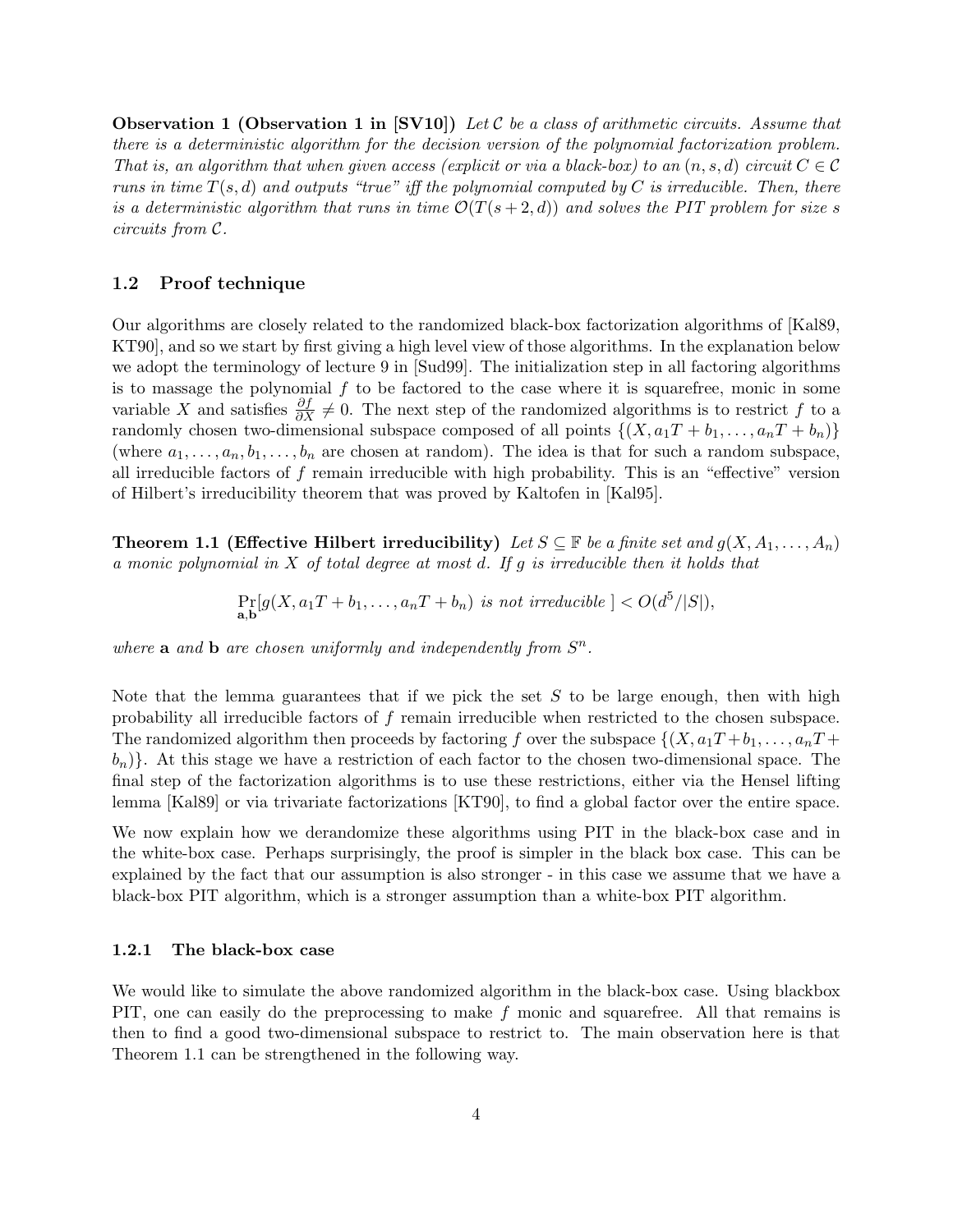**Observation 1 (Observation 1 in [SV10])** *Let $\mathcal{C}$ be a class of arithmetic circuits. Assume that there is a deterministic algorithm for the decision version of the polynomial factorization problem. That is, an algorithm that when given access (explicit or via a black-box) to an $(n, s, d)$ circuit $C \in \mathcal{C}$ runs in time $T(s, d)$ and outputs "true" iff the polynomial computed by $C$ is irreducible. Then, there is a deterministic algorithm that runs in time $\mathcal{O}(T(s + 2, d))$ and solves the PIT problem for size $s$ circuits from $\mathcal{C}$.*

### 1.2 Proof technique

Our algorithms are closely related to the randomized black-box factorization algorithms of [Kal89, KT90], and so we start by first giving a high level view of those algorithms. In the explanation below we adopt the terminology of lecture 9 in [Sud99]. The initialization step in all factoring algorithms is to massage the polynomial $f$ to be factored to the case where it is squarefree, monic in some variable $X$ and satisfies $\frac{\partial f}{\partial X} \neq 0$. The next step of the randomized algorithms is to restrict $f$ to a randomly chosen two-dimensional subspace composed of all points $\{(X, a_1T + b_1, \ldots, a_nT + b_n)\}$ (where $a_1, \ldots, a_n, b_1, \ldots, b_n$ are chosen at random). The idea is that for such a random subspace, all irreducible factors of $f$ remain irreducible with high probability. This is an "effective" version of Hilbert's irreducibility theorem that was proved by Kaltofen in [Kal95].

**Theorem 1.1 (Effective Hilbert irreducibility)** *Let $S \subseteq \mathbb{F}$ be a finite set and $g(X, A_1, \ldots, A_n)$ a monic polynomial in $X$ of total degree at most $d$. If $g$ is irreducible then it holds that*

$$\Pr_{\mathbf{a},\mathbf{b}}[g(X, a_1T + b_1, \ldots, a_nT + b_n) \text{ is not irreducible }] < O(d^5/|S|),$$

*where $\mathbf{a}$ and $\mathbf{b}$ are chosen uniformly and independently from $S^n$.*

Note that the lemma guarantees that if we pick the set $S$ to be large enough, then with high probability all irreducible factors of $f$ remain irreducible when restricted to the chosen subspace. The randomized algorithm then proceeds by factoring $f$ over the subspace $\{(X, a_1T + b_1, \ldots, a_nT + b_n)\}$. At this stage we have a restriction of each factor to the chosen two-dimensional space. The final step of the factorization algorithms is to use these restrictions, either via the Hensel lifting lemma [Kal89] or via trivariate factorizations [KT90], to find a global factor over the entire space.

We now explain how we derandomize these algorithms using PIT in the black-box case and in the white-box case. Perhaps surprisingly, the proof is simpler in the black box case. This can be explained by the fact that our assumption is also stronger - in this case we assume that we have a black-box PIT algorithm, which is a stronger assumption than a white-box PIT algorithm.

#### 1.2.1 The black-box case

We would like to simulate the above randomized algorithm in the black-box case. Using blackbox PIT, one can easily do the preprocessing to make $f$ monic and squarefree. All that remains is then to find a good two-dimensional subspace to restrict to. The main observation here is that Theorem 1.1 can be strengthened in the following way.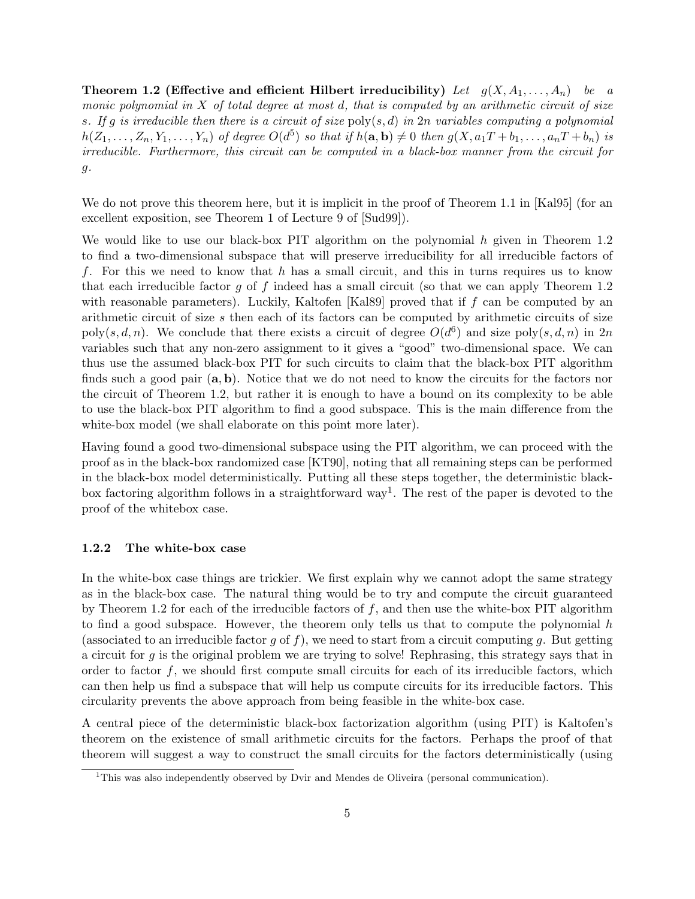**Theorem 1.2 (Effective and efficient Hilbert irreducibility)** *Let $g(X, A_1, \ldots, A_n)$ be a monic polynomial in $X$ of total degree at most $d$, that is computed by an arithmetic circuit of size $s$. If $g$ is irreducible then there is a circuit of size $\text{poly}(s, d)$ in $2n$ variables computing a polynomial $h(Z_1, \ldots, Z_n, Y_1, \ldots, Y_n)$ of degree $O(d^5)$ so that if $h(\mathbf{a}, \mathbf{b}) \neq 0$ then $g(X, a_1T + b_1, \ldots, a_nT + b_n)$ is irreducible. Furthermore, this circuit can be computed in a black-box manner from the circuit for $g$.*

We do not prove this theorem here, but it is implicit in the proof of Theorem 1.1 in [Kal95] (for an excellent exposition, see Theorem 1 of Lecture 9 of [Sud99]).

We would like to use our black-box PIT algorithm on the polynomial $h$ given in Theorem 1.2 to find a two-dimensional subspace that will preserve irreducibility for all irreducible factors of $f$. For this we need to know that $h$ has a small circuit, and this in turns requires us to know that each irreducible factor $g$ of $f$ indeed has a small circuit (so that we can apply Theorem 1.2 with reasonable parameters). Luckily, Kaltofen [Kal89] proved that if $f$ can be computed by an arithmetic circuit of size $s$ then each of its factors can be computed by arithmetic circuits of size $\text{poly}(s, d, n)$. We conclude that there exists a circuit of degree $O(d^6)$ and size $\text{poly}(s, d, n)$ in $2n$ variables such that any non-zero assignment to it gives a "good" two-dimensional space. We can thus use the assumed black-box PIT for such circuits to claim that the black-box PIT algorithm finds such a good pair $(\mathbf{a}, \mathbf{b})$. Notice that we do not need to know the circuits for the factors nor the circuit of Theorem 1.2, but rather it is enough to have a bound on its complexity to be able to use the black-box PIT algorithm to find a good subspace. This is the main difference from the white-box model (we shall elaborate on this point more later).

Having found a good two-dimensional subspace using the PIT algorithm, we can proceed with the proof as in the black-box randomized case [KT90], noting that all remaining steps can be performed in the black-box model deterministically. Putting all these steps together, the deterministic black-box factoring algorithm follows in a straightforward way[1]. The rest of the paper is devoted to the proof of the whitebox case.

### 1.2.2 The white-box case

In the white-box case things are trickier. We first explain why we cannot adopt the same strategy as in the black-box case. The natural thing would be to try and compute the circuit guaranteed by Theorem 1.2 for each of the irreducible factors of $f$, and then use the white-box PIT algorithm to find a good subspace. However, the theorem only tells us that to compute the polynomial $h$ (associated to an irreducible factor $g$ of $f$), we need to start from a circuit computing $g$. But getting a circuit for $g$ is the original problem we are trying to solve! Rephrasing, this strategy says that in order to factor $f$, we should first compute small circuits for each of its irreducible factors, which can then help us find a subspace that will help us compute circuits for its irreducible factors. This circularity prevents the above approach from being feasible in the white-box case.

A central piece of the deterministic black-box factorization algorithm (using PIT) is Kaltofen's theorem on the existence of small arithmetic circuits for the factors. Perhaps the proof of that theorem will suggest a way to construct the small circuits for the factors deterministically (using

[1] This was also independently observed by Dvir and Mendes de Oliveira (personal communication).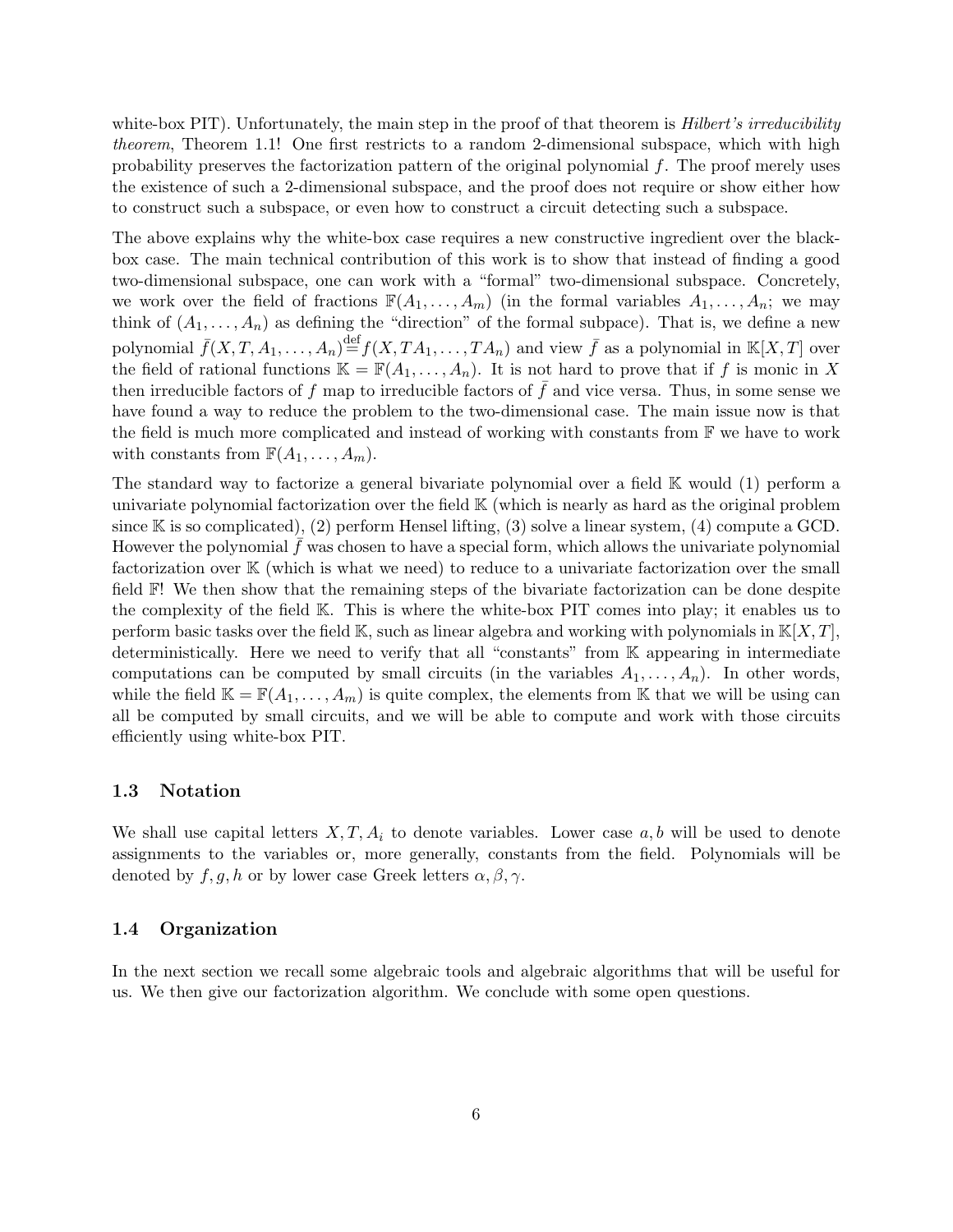white-box PIT). Unfortunately, the main step in the proof of that theorem is *Hilbert's irreducibility theorem*, Theorem 1.1! One first restricts to a random 2-dimensional subspace, which with high probability preserves the factorization pattern of the original polynomial $f$. The proof merely uses the existence of such a 2-dimensional subspace, and the proof does not require or show either how to construct such a subspace, or even how to construct a circuit detecting such a subspace.

The above explains why the white-box case requires a new constructive ingredient over the black-box case. The main technical contribution of this work is to show that instead of finding a good two-dimensional subspace, one can work with a "formal" two-dimensional subspace. Concretely, we work over the field of fractions $\mathbb{F}(A_1, \ldots, A_m)$ (in the formal variables $A_1, \ldots, A_n$; we may think of $(A_1, \ldots, A_n)$ as defining the "direction" of the formal subpace). That is, we define a new polynomial $\bar{f}(X, T, A_1, \ldots, A_n) \stackrel{\text{def}}{=} f(X, TA_1, \ldots, TA_n)$ and view $\bar{f}$ as a polynomial in $\mathbb{K}[X, T]$ over the field of rational functions $\mathbb{K} = \mathbb{F}(A_1, \ldots, A_n)$. It is not hard to prove that if $f$ is monic in $X$ then irreducible factors of $f$ map to irreducible factors of $\bar{f}$ and vice versa. Thus, in some sense we have found a way to reduce the problem to the two-dimensional case. The main issue now is that the field is much more complicated and instead of working with constants from $\mathbb{F}$ we have to work with constants from $\mathbb{F}(A_1, \ldots, A_m)$.

The standard way to factorize a general bivariate polynomial over a field $\mathbb{K}$ would (1) perform a univariate polynomial factorization over the field $\mathbb{K}$ (which is nearly as hard as the original problem since $\mathbb{K}$ is so complicated), (2) perform Hensel lifting, (3) solve a linear system, (4) compute a GCD. However the polynomial $\bar{f}$ was chosen to have a special form, which allows the univariate polynomial factorization over $\mathbb{K}$ (which is what we need) to reduce to a univariate factorization over the small field $\mathbb{F}$! We then show that the remaining steps of the bivariate factorization can be done despite the complexity of the field $\mathbb{K}$. This is where the white-box PIT comes into play; it enables us to perform basic tasks over the field $\mathbb{K}$, such as linear algebra and working with polynomials in $\mathbb{K}[X, T]$, deterministically. Here we need to verify that all "constants" from $\mathbb{K}$ appearing in intermediate computations can be computed by small circuits (in the variables $A_1, \ldots, A_n$). In other words, while the field $\mathbb{K} = \mathbb{F}(A_1, \ldots, A_m)$ is quite complex, the elements from $\mathbb{K}$ that we will be using can all be computed by small circuits, and we will be able to compute and work with those circuits efficiently using white-box PIT.

### 1.3 Notation

We shall use capital letters $X, T, A_i$ to denote variables. Lower case $a, b$ will be used to denote assignments to the variables or, more generally, constants from the field. Polynomials will be denoted by $f, g, h$ or by lower case Greek letters $\alpha, \beta, \gamma$.

### 1.4 Organization

In the next section we recall some algebraic tools and algebraic algorithms that will be useful for us. We then give our factorization algorithm. We conclude with some open questions.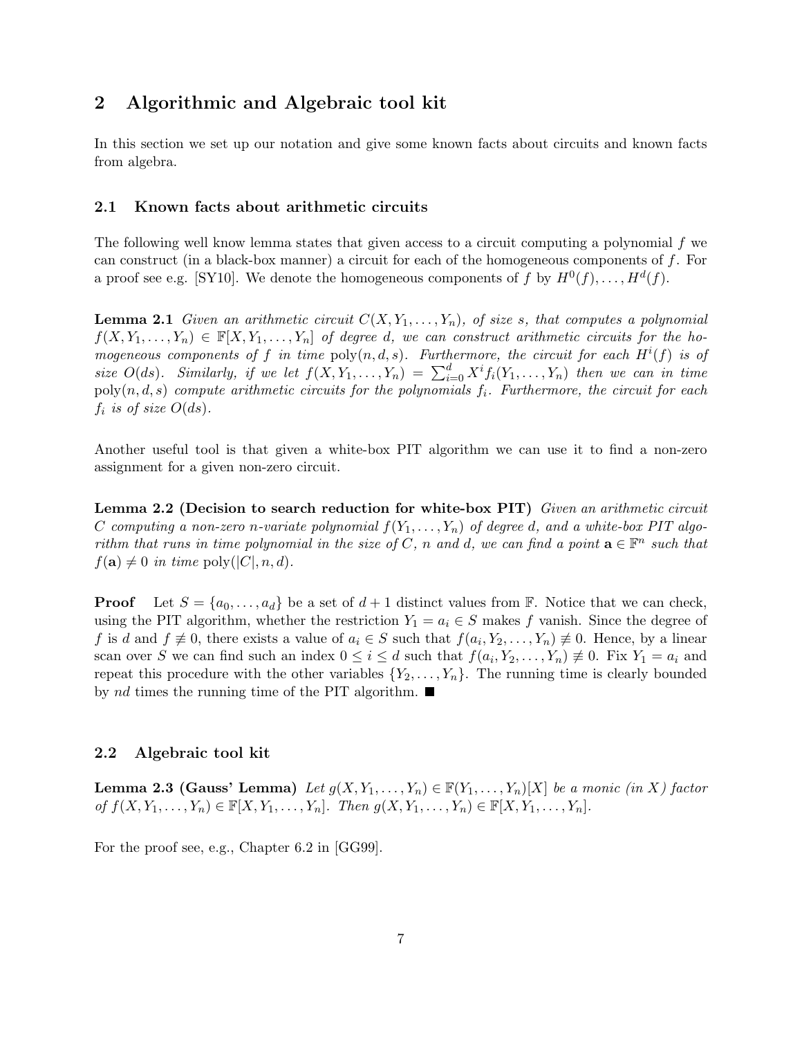## 2 Algorithmic and Algebraic tool kit

In this section we set up our notation and give some known facts about circuits and known facts from algebra.

### 2.1 Known facts about arithmetic circuits

The following well know lemma states that given access to a circuit computing a polynomial $f$ we can construct (in a black-box manner) a circuit for each of the homogeneous components of $f$. For a proof see e.g. [SY10]. We denote the homogeneous components of $f$ by $H^0(f), \ldots, H^d(f)$.

**Lemma 2.1** *Given an arithmetic circuit $C(X, Y_1, \ldots, Y_n)$, of size $s$, that computes a polynomial $f(X, Y_1, \ldots, Y_n) \in \mathbb{F}[X, Y_1, \ldots, Y_n]$ of degree $d$, we can construct arithmetic circuits for the homogeneous components of $f$ in time $\mathrm{poly}(n, d, s)$. Furthermore, the circuit for each $H^i(f)$ is of size $O(ds)$. Similarly, if we let $f(X, Y_1, \ldots, Y_n) = \sum_{i=0}^{d} X^i f_i(Y_1, \ldots, Y_n)$ then we can in time $\mathrm{poly}(n, d, s)$ compute arithmetic circuits for the polynomials $f_i$. Furthermore, the circuit for each $f_i$ is of size $O(ds)$.*

Another useful tool is that given a white-box PIT algorithm we can use it to find a non-zero assignment for a given non-zero circuit.

**Lemma 2.2 (Decision to search reduction for white-box PIT)** *Given an arithmetic circuit $C$ computing a non-zero $n$-variate polynomial $f(Y_1, \ldots, Y_n)$ of degree $d$, and a white-box PIT algorithm that runs in time polynomial in the size of $C$, $n$ and $d$, we can find a point $\mathbf{a} \in \mathbb{F}^n$ such that $f(\mathbf{a}) \neq 0$ in time $\mathrm{poly}(|C|, n, d)$.*

**Proof** Let $S = \{a_0, \ldots, a_d\}$ be a set of $d+1$ distinct values from $\mathbb{F}$. Notice that we can check, using the PIT algorithm, whether the restriction $Y_1 = a_i \in S$ makes $f$ vanish. Since the degree of $f$ is $d$ and $f \not\equiv 0$, there exists a value of $a_i \in S$ such that $f(a_i, Y_2, \ldots, Y_n) \not\equiv 0$. Hence, by a linear scan over $S$ we can find such an index $0 \leq i \leq d$ such that $f(a_i, Y_2, \ldots, Y_n) \not\equiv 0$. Fix $Y_1 = a_i$ and repeat this procedure with the other variables $\{Y_2, \ldots, Y_n\}$. The running time is clearly bounded by $nd$ times the running time of the PIT algorithm. ■

### 2.2 Algebraic tool kit

**Lemma 2.3 (Gauss' Lemma)** *Let $g(X, Y_1, \ldots, Y_n) \in \mathbb{F}(Y_1, \ldots, Y_n)[X]$ be a monic (in $X$) factor of $f(X, Y_1, \ldots, Y_n) \in \mathbb{F}[X, Y_1, \ldots, Y_n]$. Then $g(X, Y_1, \ldots, Y_n) \in \mathbb{F}[X, Y_1, \ldots, Y_n]$.*

For the proof see, e.g., Chapter 6.2 in [GG99].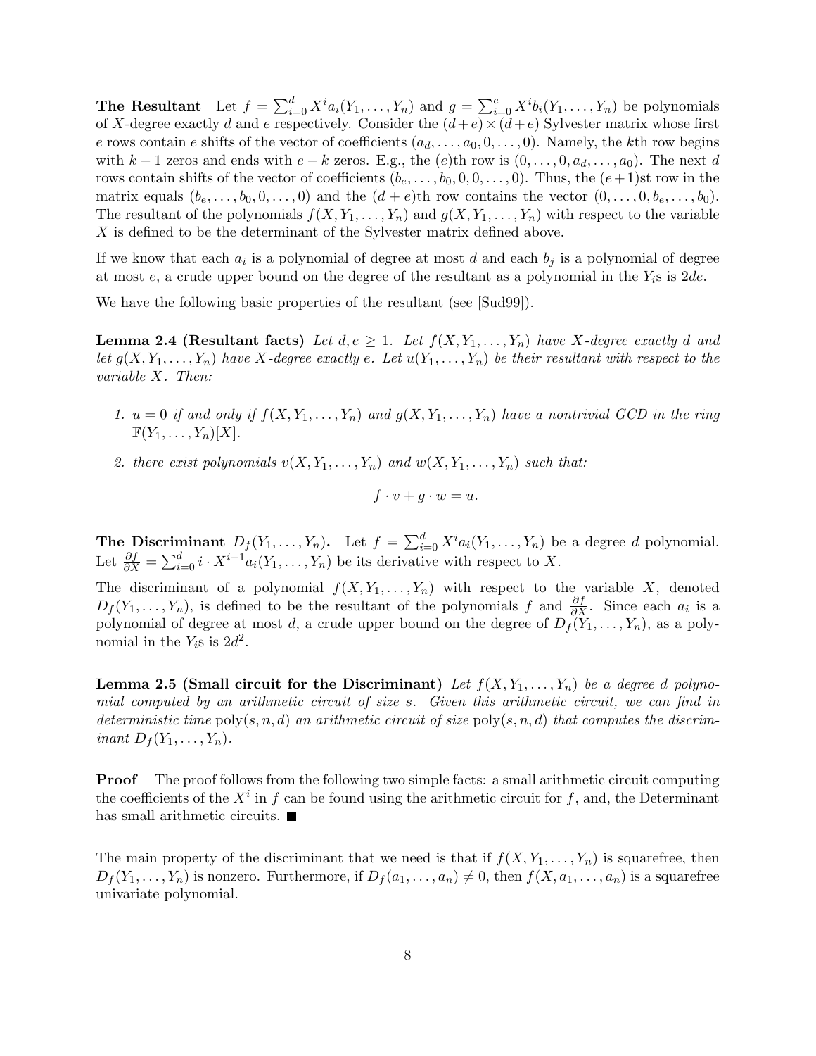**The Resultant** Let $f = \sum_{i=0}^{d} X^i a_i(Y_1, \ldots, Y_n)$ and $g = \sum_{i=0}^{e} X^i b_i(Y_1, \ldots, Y_n)$ be polynomials of $X$-degree exactly $d$ and $e$ respectively. Consider the $(d+e) \times (d+e)$ Sylvester matrix whose first $e$ rows contain $e$ shifts of the vector of coefficients $(a_d, \ldots, a_0, 0, \ldots, 0)$. Namely, the $k$th row begins with $k-1$ zeros and ends with $e-k$ zeros. E.g., the $(e)$th row is $(0, \ldots, 0, a_d, \ldots, a_0)$. The next $d$ rows contain shifts of the vector of coefficients $(b_e, \ldots, b_0, 0, 0, \ldots, 0)$. Thus, the $(e+1)$st row in the matrix equals $(b_e, \ldots, b_0, 0, \ldots, 0)$ and the $(d+e)$th row contains the vector $(0, \ldots, 0, b_e, \ldots, b_0)$. The resultant of the polynomials $f(X, Y_1, \ldots, Y_n)$ and $g(X, Y_1, \ldots, Y_n)$ with respect to the variable $X$ is defined to be the determinant of the Sylvester matrix defined above.

If we know that each $a_i$ is a polynomial of degree at most $d$ and each $b_j$ is a polynomial of degree at most $e$, a crude upper bound on the degree of the resultant as a polynomial in the $Y_i$s is $2de$.

We have the following basic properties of the resultant (see [Sud99]).

**Lemma 2.4 (Resultant facts)** *Let $d, e \geq 1$. Let $f(X, Y_1, \ldots, Y_n)$ have $X$-degree exactly $d$ and let $g(X, Y_1, \ldots, Y_n)$ have $X$-degree exactly $e$. Let $u(Y_1, \ldots, Y_n)$ be their resultant with respect to the variable $X$. Then:*

1. *$u = 0$ if and only if $f(X, Y_1, \ldots, Y_n)$ and $g(X, Y_1, \ldots, Y_n)$ have a nontrivial GCD in the ring $\mathbb{F}(Y_1, \ldots, Y_n)[X]$.*
2. *there exist polynomials $v(X, Y_1, \ldots, Y_n)$ and $w(X, Y_1, \ldots, Y_n)$ such that:*

$$f \cdot v + g \cdot w = u.$$

**The Discriminant $D_f(Y_1, \ldots, Y_n)$.** Let $f = \sum_{i=0}^{d} X^i a_i(Y_1, \ldots, Y_n)$ be a degree $d$ polynomial. Let $\frac{\partial f}{\partial X} = \sum_{i=0}^{d} i \cdot X^{i-1} a_i(Y_1, \ldots, Y_n)$ be its derivative with respect to $X$.

The discriminant of a polynomial $f(X, Y_1, \ldots, Y_n)$ with respect to the variable $X$, denoted $D_f(Y_1, \ldots, Y_n)$, is defined to be the resultant of the polynomials $f$ and $\frac{\partial f}{\partial X}$. Since each $a_i$ is a polynomial of degree at most $d$, a crude upper bound on the degree of $D_f(Y_1, \ldots, Y_n)$, as a polynomial in the $Y_i$s is $2d^2$.

**Lemma 2.5 (Small circuit for the Discriminant)** *Let $f(X, Y_1, \ldots, Y_n)$ be a degree $d$ polynomial computed by an arithmetic circuit of size $s$. Given this arithmetic circuit, we can find in deterministic time $\mathrm{poly}(s, n, d)$ an arithmetic circuit of size $\mathrm{poly}(s, n, d)$ that computes the discriminant $D_f(Y_1, \ldots, Y_n)$.*

**Proof** The proof follows from the following two simple facts: a small arithmetic circuit computing the coefficients of the $X^i$ in $f$ can be found using the arithmetic circuit for $f$, and, the Determinant has small arithmetic circuits. ■

The main property of the discriminant that we need is that if $f(X, Y_1, \ldots, Y_n)$ is squarefree, then $D_f(Y_1, \ldots, Y_n)$ is nonzero. Furthermore, if $D_f(a_1, \ldots, a_n) \neq 0$, then $f(X, a_1, \ldots, a_n)$ is a squarefree univariate polynomial.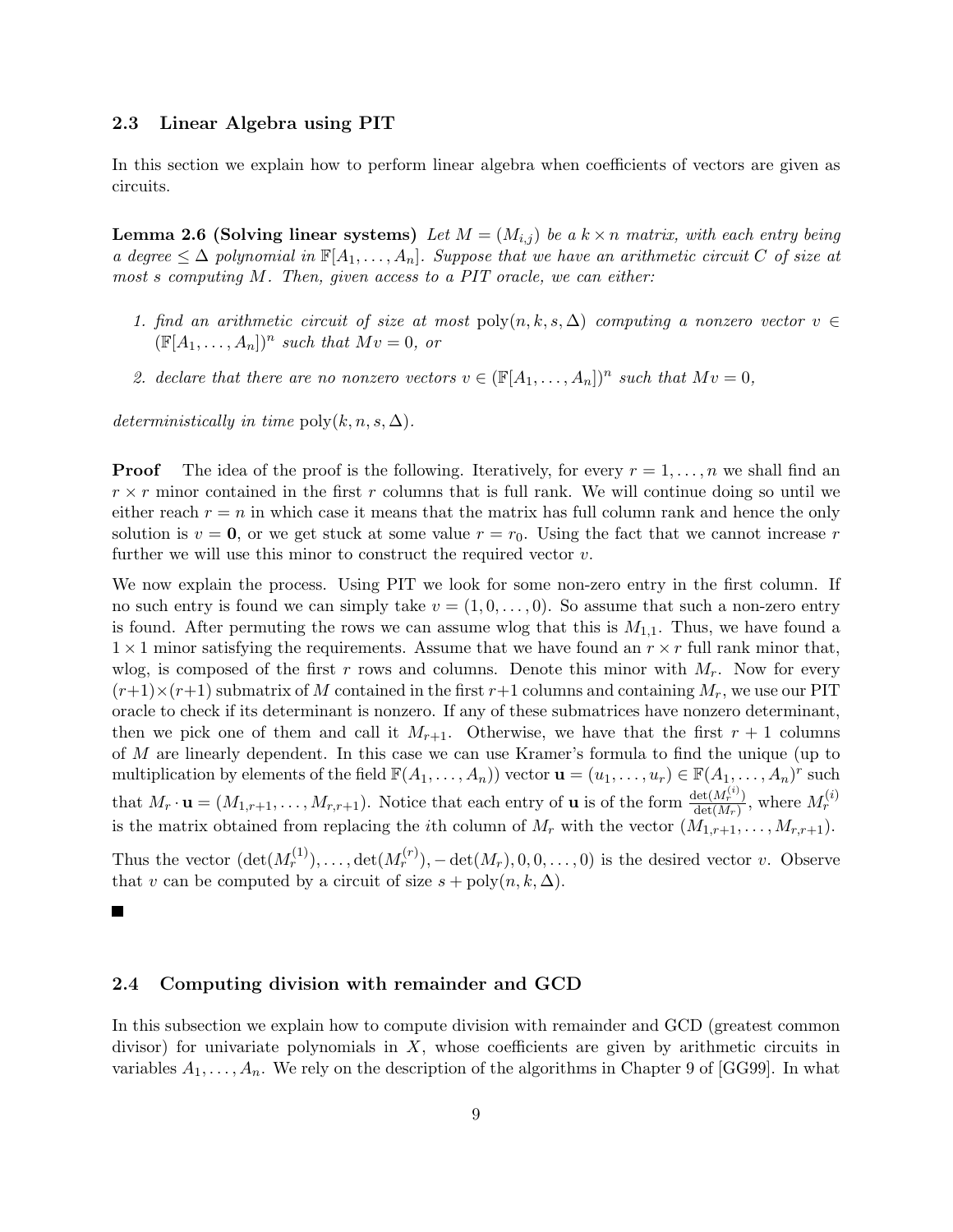### 2.3 Linear Algebra using PIT

In this section we explain how to perform linear algebra when coefficients of vectors are given as circuits.

**Lemma 2.6 (Solving linear systems)** *Let $M = (M_{i,j})$ be a $k \times n$ matrix, with each entry being a degree $\leq \Delta$ polynomial in $\mathbb{F}[A_1, \ldots, A_n]$. Suppose that we have an arithmetic circuit $C$ of size at most $s$ computing $M$. Then, given access to a PIT oracle, we can either:*

1. *find an arithmetic circuit of size at most $\text{poly}(n, k, s, \Delta)$ computing a nonzero vector $v \in (\mathbb{F}[A_1, \ldots, A_n])^n$ such that $Mv = 0$, or*
2. *declare that there are no nonzero vectors $v \in (\mathbb{F}[A_1, \ldots, A_n])^n$ such that $Mv = 0$,*

*deterministically in time $\text{poly}(k, n, s, \Delta)$.*

**Proof** The idea of the proof is the following. Iteratively, for every $r = 1, \ldots, n$ we shall find an $r \times r$ minor contained in the first $r$ columns that is full rank. We will continue doing so until we either reach $r = n$ in which case it means that the matrix has full column rank and hence the only solution is $v = \mathbf{0}$, or we get stuck at some value $r = r_0$. Using the fact that we cannot increase $r$ further we will use this minor to construct the required vector $v$.

We now explain the process. Using PIT we look for some non-zero entry in the first column. If no such entry is found we can simply take $v = (1, 0, \ldots, 0)$. So assume that such a non-zero entry is found. After permuting the rows we can assume wlog that this is $M_{1,1}$. Thus, we have found a $1 \times 1$ minor satisfying the requirements. Assume that we have found an $r \times r$ full rank minor that, wlog, is composed of the first $r$ rows and columns. Denote this minor with $M_r$. Now for every $(r+1) \times (r+1)$ submatrix of $M$ contained in the first $r+1$ columns and containing $M_r$, we use our PIT oracle to check if its determinant is nonzero. If any of these submatrices have nonzero determinant, then we pick one of them and call it $M_{r+1}$. Otherwise, we have that the first $r+1$ columns of $M$ are linearly dependent. In this case we can use Kramer's formula to find the unique (up to multiplication by elements of the field $\mathbb{F}(A_1, \ldots, A_n)$) vector $\mathbf{u} = (u_1, \ldots, u_r) \in \mathbb{F}(A_1, \ldots, A_n)^r$ such that $M_r \cdot \mathbf{u} = (M_{1,r+1}, \ldots, M_{r,r+1})$. Notice that each entry of $\mathbf{u}$ is of the form $\frac{\det(M_r^{(i)})}{\det(M_r)}$, where $M_r^{(i)}$ is the matrix obtained from replacing the $i$th column of $M_r$ with the vector $(M_{1,r+1}, \ldots, M_{r,r+1})$.

Thus the vector $(\det(M_r^{(1)}), \ldots, \det(M_r^{(r)}), -\det(M_r), 0, 0, \ldots, 0)$ is the desired vector $v$. Observe that $v$ can be computed by a circuit of size $s + \text{poly}(n, k, \Delta)$.

■

### 2.4 Computing division with remainder and GCD

In this subsection we explain how to compute division with remainder and GCD (greatest common divisor) for univariate polynomials in $X$, whose coefficients are given by arithmetic circuits in variables $A_1, \ldots, A_n$. We rely on the description of the algorithms in Chapter 9 of [GG99]. In what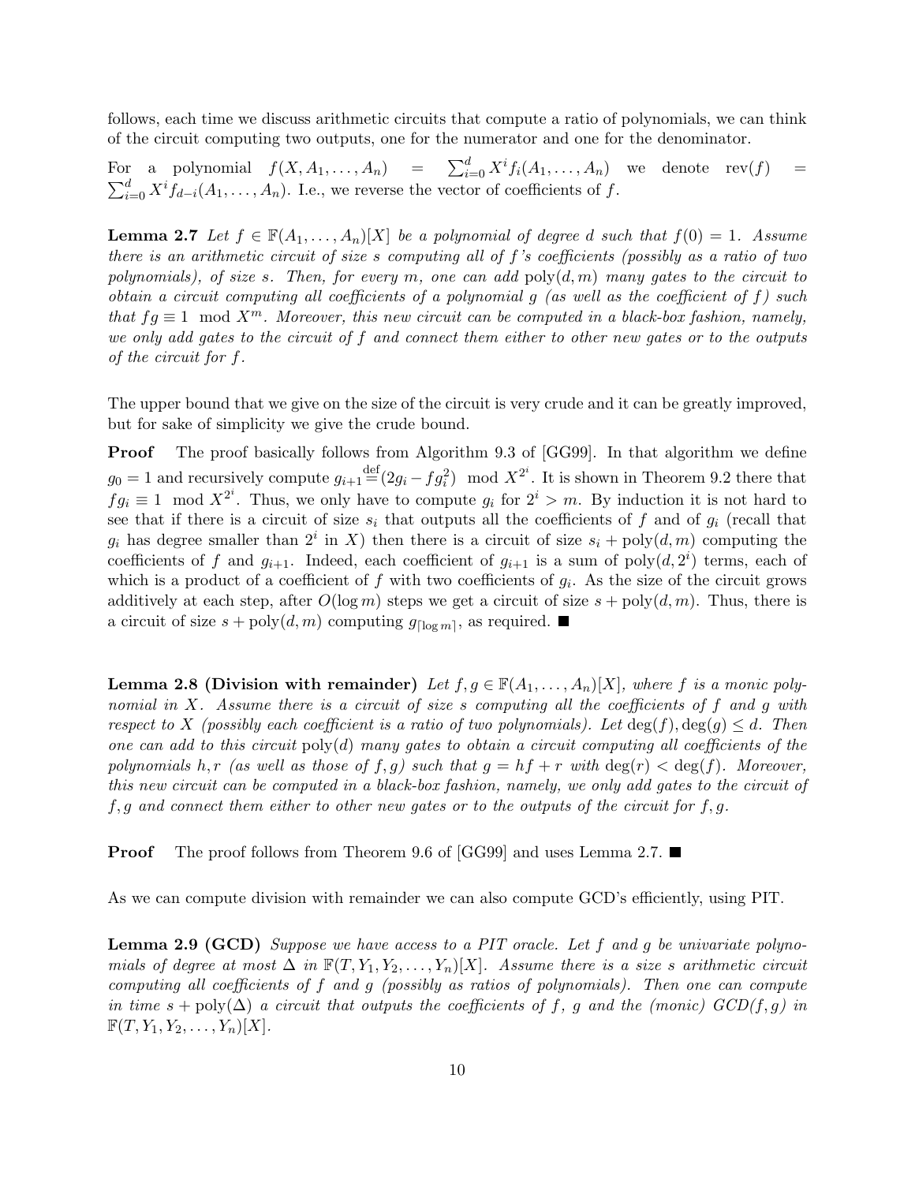follows, each time we discuss arithmetic circuits that compute a ratio of polynomials, we can think of the circuit computing two outputs, one for the numerator and one for the denominator.

For a polynomial $f(X, A_1, \ldots, A_n) = \sum_{i=0}^{d} X^i f_i(A_1, \ldots, A_n)$ we denote $\text{rev}(f) = \sum_{i=0}^{d} X^i f_{d-i}(A_1, \ldots, A_n)$. I.e., we reverse the vector of coefficients of $f$.

**Lemma 2.7** *Let $f \in \mathbb{F}(A_1, \ldots, A_n)[X]$ be a polynomial of degree $d$ such that $f(0) = 1$. Assume there is an arithmetic circuit of size $s$ computing all of $f$'s coefficients (possibly as a ratio of two polynomials), of size $s$. Then, for every $m$, one can add $\text{poly}(d, m)$ many gates to the circuit to obtain a circuit computing all coefficients of a polynomial $g$ (as well as the coefficient of $f$) such that $fg \equiv 1 \mod X^m$. Moreover, this new circuit can be computed in a black-box fashion, namely, we only add gates to the circuit of $f$ and connect them either to other new gates or to the outputs of the circuit for $f$.*

The upper bound that we give on the size of the circuit is very crude and it can be greatly improved, but for sake of simplicity we give the crude bound.

**Proof** The proof basically follows from Algorithm 9.3 of [GG99]. In that algorithm we define $g_0 = 1$ and recursively compute $g_{i+1} \stackrel{\text{def}}{=} (2g_i - fg_i^2) \mod X^{2^i}$. It is shown in Theorem 9.2 there that $fg_i \equiv 1 \mod X^{2^i}$. Thus, we only have to compute $g_i$ for $2^i > m$. By induction it is not hard to see that if there is a circuit of size $s_i$ that outputs all the coefficients of $f$ and of $g_i$ (recall that $g_i$ has degree smaller than $2^i$ in $X$) then there is a circuit of size $s_i + \text{poly}(d, m)$ computing the coefficients of $f$ and $g_{i+1}$. Indeed, each coefficient of $g_{i+1}$ is a sum of $\text{poly}(d, 2^i)$ terms, each of which is a product of a coefficient of $f$ with two coefficients of $g_i$. As the size of the circuit grows additively at each step, after $O(\log m)$ steps we get a circuit of size $s + \text{poly}(d, m)$. Thus, there is a circuit of size $s + \text{poly}(d, m)$ computing $g_{\lceil \log m \rceil}$, as required. ■

**Lemma 2.8 (Division with remainder)** *Let $f, g \in \mathbb{F}(A_1, \ldots, A_n)[X]$, where $f$ is a monic polynomial in $X$. Assume there is a circuit of size $s$ computing all the coefficients of $f$ and $g$ with respect to $X$ (possibly each coefficient is a ratio of two polynomials). Let $\deg(f), \deg(g) \leq d$. Then one can add to this circuit $\text{poly}(d)$ many gates to obtain a circuit computing all coefficients of the polynomials $h, r$ (as well as those of $f, g$) such that $g = hf + r$ with $\deg(r) < \deg(f)$. Moreover, this new circuit can be computed in a black-box fashion, namely, we only add gates to the circuit of $f, g$ and connect them either to other new gates or to the outputs of the circuit for $f, g$.*

**Proof** The proof follows from Theorem 9.6 of [GG99] and uses Lemma 2.7. ■

As we can compute division with remainder we can also compute GCD's efficiently, using PIT.

**Lemma 2.9 (GCD)** *Suppose we have access to a PIT oracle. Let $f$ and $g$ be univariate polynomials of degree at most $\Delta$ in $\mathbb{F}(T, Y_1, Y_2, \ldots, Y_n)[X]$. Assume there is a size $s$ arithmetic circuit computing all coefficients of $f$ and $g$ (possibly as ratios of polynomials). Then one can compute in time $s + \text{poly}(\Delta)$ a circuit that outputs the coefficients of $f$, $g$ and the (monic) $GCD(f, g)$ in $\mathbb{F}(T, Y_1, Y_2, \ldots, Y_n)[X]$.*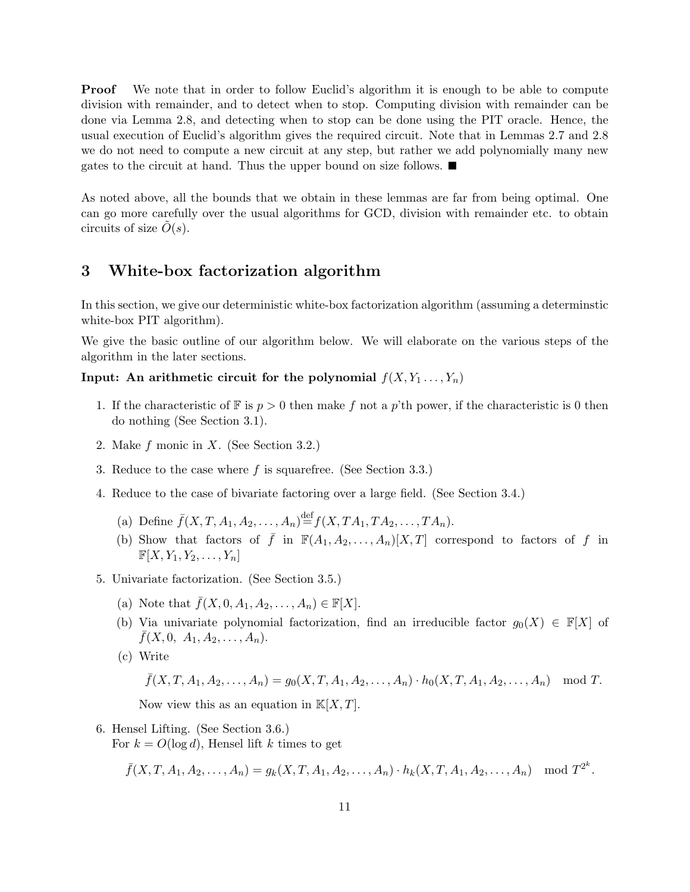**Proof** We note that in order to follow Euclid's algorithm it is enough to be able to compute division with remainder, and to detect when to stop. Computing division with remainder can be done via Lemma 2.8, and detecting when to stop can be done using the PIT oracle. Hence, the usual execution of Euclid's algorithm gives the required circuit. Note that in Lemmas 2.7 and 2.8 we do not need to compute a new circuit at any step, but rather we add polynomially many new gates to the circuit at hand. Thus the upper bound on size follows. ■

As noted above, all the bounds that we obtain in these lemmas are far from being optimal. One can go more carefully over the usual algorithms for GCD, division with remainder etc. to obtain circuits of size $\tilde{O}(s)$.

## 3 White-box factorization algorithm

In this section, we give our deterministic white-box factorization algorithm (assuming a determinstic white-box PIT algorithm).

We give the basic outline of our algorithm below. We will elaborate on the various steps of the algorithm in the later sections.

**Input: An arithmetic circuit for the polynomial $f(X, Y_1 \ldots, Y_n)$**

1. If the characteristic of $\mathbb{F}$ is $p > 0$ then make $f$ not a $p$'th power, if the characteristic is 0 then do nothing (See Section 3.1).
2. Make $f$ monic in $X$. (See Section 3.2.)
3. Reduce to the case where $f$ is squarefree. (See Section 3.3.)
4. Reduce to the case of bivariate factoring over a large field. (See Section 3.4.)
   (a) Define $\bar{f}(X, T, A_1, A_2, \ldots, A_n) \stackrel{\text{def}}{=} f(X, TA_1, TA_2, \ldots, TA_n)$.
   (b) Show that factors of $\bar{f}$ in $\mathbb{F}(A_1, A_2, \ldots, A_n)[X, T]$ correspond to factors of $f$ in $\mathbb{F}[X, Y_1, Y_2, \ldots, Y_n]$
5. Univariate factorization. (See Section 3.5.)
   (a) Note that $\bar{f}(X, 0, A_1, A_2, \ldots, A_n) \in \mathbb{F}[X]$.
   (b) Via univariate polynomial factorization, find an irreducible factor $g_0(X) \in \mathbb{F}[X]$ of $\bar{f}(X, 0, A_1, A_2, \ldots, A_n)$.
   (c) Write
   $$\bar{f}(X, T, A_1, A_2, \ldots, A_n) = g_0(X, T, A_1, A_2, \ldots, A_n) \cdot h_0(X, T, A_1, A_2, \ldots, A_n) \mod T.$$
   Now view this as an equation in $\mathbb{K}[X, T]$.
6. Hensel Lifting. (See Section 3.6.)
   For $k = O(\log d)$, Hensel lift $k$ times to get
   $$\bar{f}(X, T, A_1, A_2, \ldots, A_n) = g_k(X, T, A_1, A_2, \ldots, A_n) \cdot h_k(X, T, A_1, A_2, \ldots, A_n) \mod T^{2^k}.$$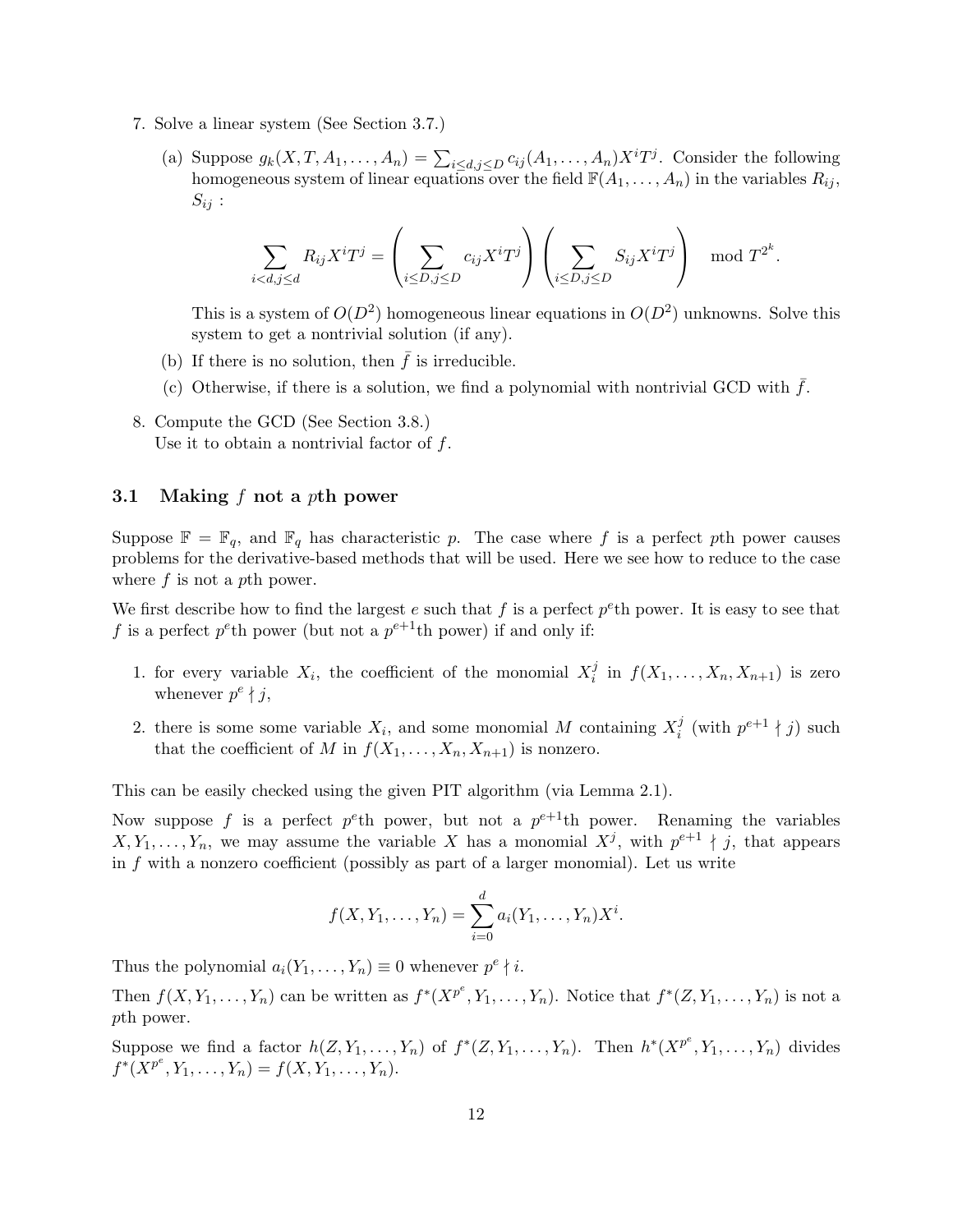7. Solve a linear system (See Section 3.7.)

   (a) Suppose $g_k(X, T, A_1, \ldots, A_n) = \sum_{i \leq d, j \leq D} c_{ij}(A_1, \ldots, A_n) X^i T^j$. Consider the following homogeneous system of linear equations over the field $\mathbb{F}(A_1, \ldots, A_n)$ in the variables $R_{ij}$, $S_{ij}$ :

   $$\sum_{i<d, j \leq d} R_{ij} X^i T^j = \left( \sum_{i \leq D, j \leq D} c_{ij} X^i T^j \right) \left( \sum_{i \leq D, j \leq D} S_{ij} X^i T^j \right) \mod T^{2^k}.$$

   This is a system of $O(D^2)$ homogeneous linear equations in $O(D^2)$ unknowns. Solve this system to get a nontrivial solution (if any).

   (b) If there is no solution, then $\bar{f}$ is irreducible.

   (c) Otherwise, if there is a solution, we find a polynomial with nontrivial GCD with $\bar{f}$.

8. Compute the GCD (See Section 3.8.)
   Use it to obtain a nontrivial factor of $f$.

### 3.1 Making $f$ not a $p$th power

Suppose $\mathbb{F} = \mathbb{F}_q$, and $\mathbb{F}_q$ has characteristic $p$. The case where $f$ is a perfect $p$th power causes problems for the derivative-based methods that will be used. Here we see how to reduce to the case where $f$ is not a $p$th power.

We first describe how to find the largest $e$ such that $f$ is a perfect $p^e$th power. It is easy to see that $f$ is a perfect $p^e$th power (but not a $p^{e+1}$th power) if and only if:

1. for every variable $X_i$, the coefficient of the monomial $X_i^j$ in $f(X_1, \ldots, X_n, X_{n+1})$ is zero whenever $p^e \nmid j$,
2. there is some some variable $X_i$, and some monomial $M$ containing $X_i^j$ (with $p^{e+1} \nmid j$) such that the coefficient of $M$ in $f(X_1, \ldots, X_n, X_{n+1})$ is nonzero.

This can be easily checked using the given PIT algorithm (via Lemma 2.1).

Now suppose $f$ is a perfect $p^e$th power, but not a $p^{e+1}$th power. Renaming the variables $X, Y_1, \ldots, Y_n$, we may assume the variable $X$ has a monomial $X^j$, with $p^{e+1} \nmid j$, that appears in $f$ with a nonzero coefficient (possibly as part of a larger monomial). Let us write

$$f(X, Y_1, \ldots, Y_n) = \sum_{i=0}^{d} a_i(Y_1, \ldots, Y_n) X^i.$$

Thus the polynomial $a_i(Y_1, \ldots, Y_n) \equiv 0$ whenever $p^e \nmid i$.

Then $f(X, Y_1, \ldots, Y_n)$ can be written as $f^*(X^{p^e}, Y_1, \ldots, Y_n)$. Notice that $f^*(Z, Y_1, \ldots, Y_n)$ is not a $p$th power.

Suppose we find a factor $h(Z, Y_1, \ldots, Y_n)$ of $f^*(Z, Y_1, \ldots, Y_n)$. Then $h^*(X^{p^e}, Y_1, \ldots, Y_n)$ divides $f^*(X^{p^e}, Y_1, \ldots, Y_n) = f(X, Y_1, \ldots, Y_n)$.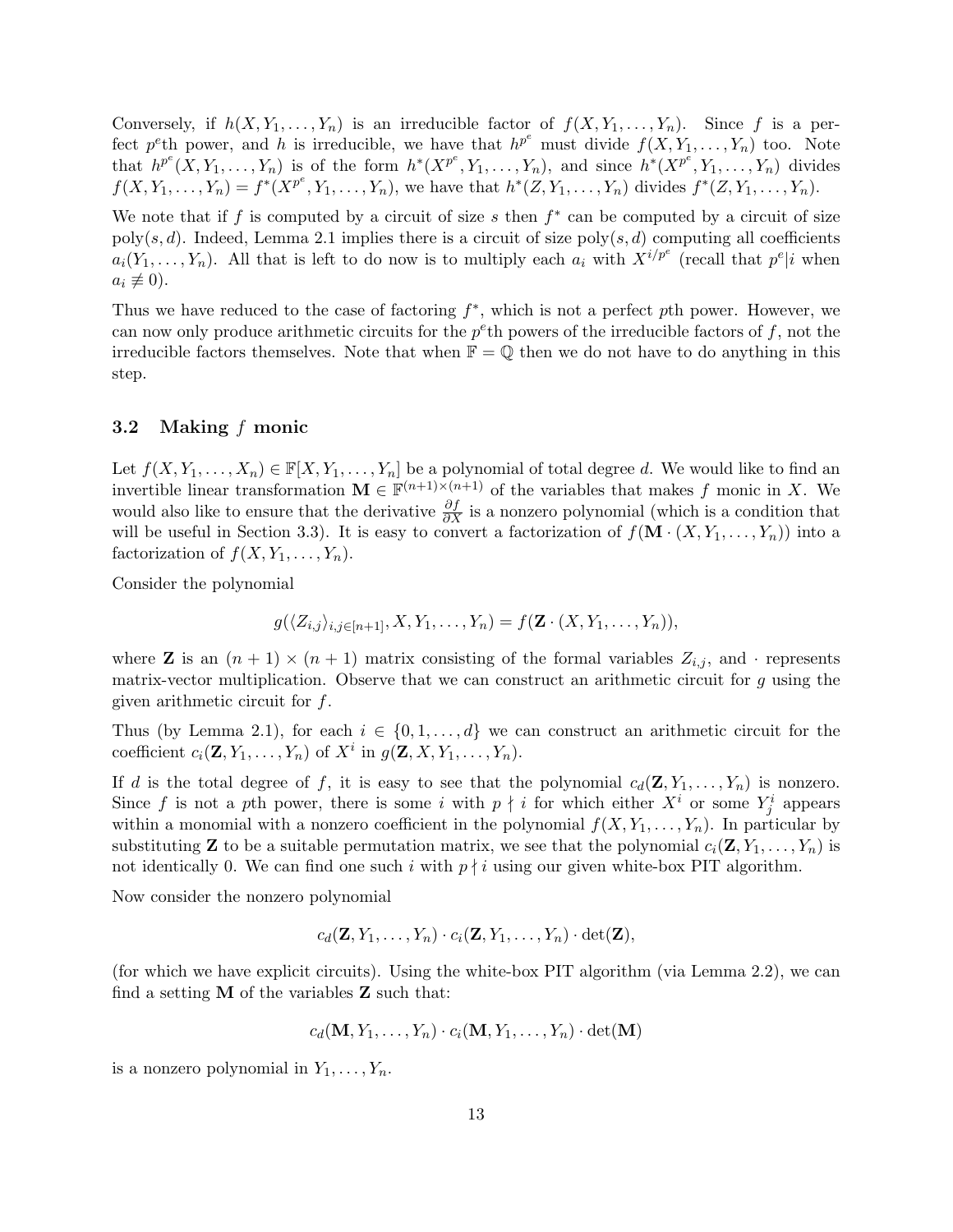Conversely, if $h(X, Y_1, \ldots, Y_n)$ is an irreducible factor of $f(X, Y_1, \ldots, Y_n)$. Since $f$ is a perfect $p^e$th power, and $h$ is irreducible, we have that $h^{p^e}$ must divide $f(X, Y_1, \ldots, Y_n)$ too. Note that $h^{p^e}(X, Y_1, \ldots, Y_n)$ is of the form $h^*(X^{p^e}, Y_1, \ldots, Y_n)$, and since $h^*(X^{p^e}, Y_1, \ldots, Y_n)$ divides $f(X, Y_1, \ldots, Y_n) = f^*(X^{p^e}, Y_1, \ldots, Y_n)$, we have that $h^*(Z, Y_1, \ldots, Y_n)$ divides $f^*(Z, Y_1, \ldots, Y_n)$.

We note that if $f$ is computed by a circuit of size $s$ then $f^*$ can be computed by a circuit of size $\text{poly}(s, d)$. Indeed, Lemma 2.1 implies there is a circuit of size $\text{poly}(s, d)$ computing all coefficients $a_i(Y_1, \ldots, Y_n)$. All that is left to do now is to multiply each $a_i$ with $X^{i/p^e}$ (recall that $p^e | i$ when $a_i \not\equiv 0$).

Thus we have reduced to the case of factoring $f^*$, which is not a perfect $p$th power. However, we can now only produce arithmetic circuits for the $p^e$th powers of the irreducible factors of $f$, not the irreducible factors themselves. Note that when $\mathbb{F} = \mathbb{Q}$ then we do not have to do anything in this step.

### 3.2 Making $f$ monic

Let $f(X, Y_1, \ldots, X_n) \in \mathbb{F}[X, Y_1, \ldots, Y_n]$ be a polynomial of total degree $d$. We would like to find an invertible linear transformation $\mathbf{M} \in \mathbb{F}^{(n+1)\times(n+1)}$ of the variables that makes $f$ monic in $X$. We would also like to ensure that the derivative $\frac{\partial f}{\partial X}$ is a nonzero polynomial (which is a condition that will be useful in Section 3.3). It is easy to convert a factorization of $f(\mathbf{M} \cdot (X, Y_1, \ldots, Y_n))$ into a factorization of $f(X, Y_1, \ldots, Y_n)$.

Consider the polynomial

$$g(\langle Z_{i,j} \rangle_{i,j \in [n+1]}, X, Y_1, \ldots, Y_n) = f(\mathbf{Z} \cdot (X, Y_1, \ldots, Y_n)),$$

where $\mathbf{Z}$ is an $(n+1) \times (n+1)$ matrix consisting of the formal variables $Z_{i,j}$, and $\cdot$ represents matrix-vector multiplication. Observe that we can construct an arithmetic circuit for $g$ using the given arithmetic circuit for $f$.

Thus (by Lemma 2.1), for each $i \in \{0, 1, \ldots, d\}$ we can construct an arithmetic circuit for the coefficient $c_i(\mathbf{Z}, Y_1, \ldots, Y_n)$ of $X^i$ in $g(\mathbf{Z}, X, Y_1, \ldots, Y_n)$.

If $d$ is the total degree of $f$, it is easy to see that the polynomial $c_d(\mathbf{Z}, Y_1, \ldots, Y_n)$ is nonzero. Since $f$ is not a $p$th power, there is some $i$ with $p \nmid i$ for which either $X^i$ or some $Y_j^i$ appears within a monomial with a nonzero coefficient in the polynomial $f(X, Y_1, \ldots, Y_n)$. In particular by substituting $\mathbf{Z}$ to be a suitable permutation matrix, we see that the polynomial $c_i(\mathbf{Z}, Y_1, \ldots, Y_n)$ is not identically 0. We can find one such $i$ with $p \nmid i$ using our given white-box PIT algorithm.

Now consider the nonzero polynomial

$$c_d(\mathbf{Z}, Y_1, \ldots, Y_n) \cdot c_i(\mathbf{Z}, Y_1, \ldots, Y_n) \cdot \det(\mathbf{Z}),$$

(for which we have explicit circuits). Using the white-box PIT algorithm (via Lemma 2.2), we can find a setting $\mathbf{M}$ of the variables $\mathbf{Z}$ such that:

$$c_d(\mathbf{M}, Y_1, \ldots, Y_n) \cdot c_i(\mathbf{M}, Y_1, \ldots, Y_n) \cdot \det(\mathbf{M})$$

is a nonzero polynomial in $Y_1, \ldots, Y_n$.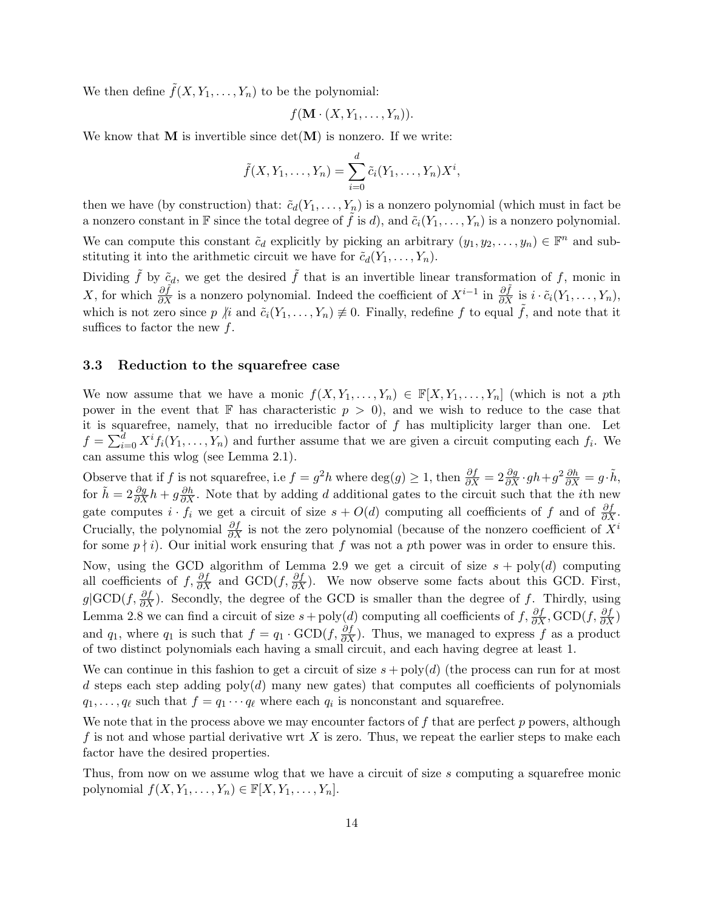We then define $\tilde{f}(X, Y_1, \ldots, Y_n)$ to be the polynomial:

$$f(\mathbf{M} \cdot (X, Y_1, \ldots, Y_n)).$$

We know that $\mathbf{M}$ is invertible since $\det(\mathbf{M})$ is nonzero. If we write:

$$\tilde{f}(X, Y_1, \ldots, Y_n) = \sum_{i=0}^{d} \tilde{c}_i(Y_1, \ldots, Y_n) X^i,$$

then we have (by construction) that: $\tilde{c}_d(Y_1, \ldots, Y_n)$ is a nonzero polynomial (which must in fact be a nonzero constant in $\mathbb{F}$ since the total degree of $\tilde{f}$ is $d$), and $\tilde{c}_i(Y_1, \ldots, Y_n)$ is a nonzero polynomial.

We can compute this constant $\tilde{c}_d$ explicitly by picking an arbitrary $(y_1, y_2, \ldots, y_n) \in \mathbb{F}^n$ and substituting it into the arithmetic circuit we have for $\tilde{c}_d(Y_1, \ldots, Y_n)$.

Dividing $\tilde{f}$ by $\tilde{c}_d$, we get the desired $\tilde{f}$ that is an invertible linear transformation of $f$, monic in $X$, for which $\frac{\partial \tilde{f}}{\partial X}$ is a nonzero polynomial. Indeed the coefficient of $X^{i-1}$ in $\frac{\partial \tilde{f}}{\partial X}$ is $i \cdot \tilde{c}_i(Y_1, \ldots, Y_n)$, which is not zero since $p \not| i$ and $\tilde{c}_i(Y_1, \ldots, Y_n) \not\equiv 0$. Finally, redefine $f$ to equal $\tilde{f}$, and note that it suffices to factor the new $f$.

### 3.3 Reduction to the squarefree case

We now assume that we have a monic $f(X, Y_1, \ldots, Y_n) \in \mathbb{F}[X, Y_1, \ldots, Y_n]$ (which is not a $p$th power in the event that $\mathbb{F}$ has characteristic $p > 0$), and we wish to reduce to the case that it is squarefree, namely, that no irreducible factor of $f$ has multiplicity larger than one. Let $f = \sum_{i=0}^{d} X^i f_i(Y_1, \ldots, Y_n)$ and further assume that we are given a circuit computing each $f_i$. We can assume this wlog (see Lemma 2.1).

Observe that if $f$ is not squarefree, i.e $f = g^2 h$ where $\deg(g) \geq 1$, then $\frac{\partial f}{\partial X} = 2\frac{\partial g}{\partial X} \cdot gh + g^2 \frac{\partial h}{\partial X} = g \cdot \tilde{h}$, for $\tilde{h} = 2\frac{\partial g}{\partial X} h + g\frac{\partial h}{\partial X}$. Note that by adding $d$ additional gates to the circuit such that the $i$th new gate computes $i \cdot f_i$ we get a circuit of size $s + O(d)$ computing all coefficients of $f$ and of $\frac{\partial f}{\partial X}$. Crucially, the polynomial $\frac{\partial f}{\partial X}$ is not the zero polynomial (because of the nonzero coefficient of $X^i$ for some $p \nmid i$). Our initial work ensuring that $f$ was not a $p$th power was in order to ensure this.

Now, using the GCD algorithm of Lemma 2.9 we get a circuit of size $s + \text{poly}(d)$ computing all coefficients of $f, \frac{\partial f}{\partial X}$ and $\text{GCD}(f, \frac{\partial f}{\partial X})$. We now observe some facts about this GCD. First, $g | \text{GCD}(f, \frac{\partial f}{\partial X})$. Secondly, the degree of the GCD is smaller than the degree of $f$. Thirdly, using Lemma 2.8 we can find a circuit of size $s + \text{poly}(d)$ computing all coefficients of $f, \frac{\partial f}{\partial X}, \text{GCD}(f, \frac{\partial f}{\partial X})$ and $q_1$, where $q_1$ is such that $f = q_1 \cdot \text{GCD}(f, \frac{\partial f}{\partial X})$. Thus, we managed to express $f$ as a product of two distinct polynomials each having a small circuit, and each having degree at least 1.

We can continue in this fashion to get a circuit of size $s + \text{poly}(d)$ (the process can run for at most $d$ steps each step adding $\text{poly}(d)$ many new gates) that computes all coefficients of polynomials $q_1, \ldots, q_\ell$ such that $f = q_1 \cdots q_\ell$ where each $q_i$ is nonconstant and squarefree.

We note that in the process above we may encounter factors of $f$ that are perfect $p$ powers, although $f$ is not and whose partial derivative wrt $X$ is zero. Thus, we repeat the earlier steps to make each factor have the desired properties.

Thus, from now on we assume wlog that we have a circuit of size $s$ computing a squarefree monic polynomial $f(X, Y_1, \ldots, Y_n) \in \mathbb{F}[X, Y_1, \ldots, Y_n]$.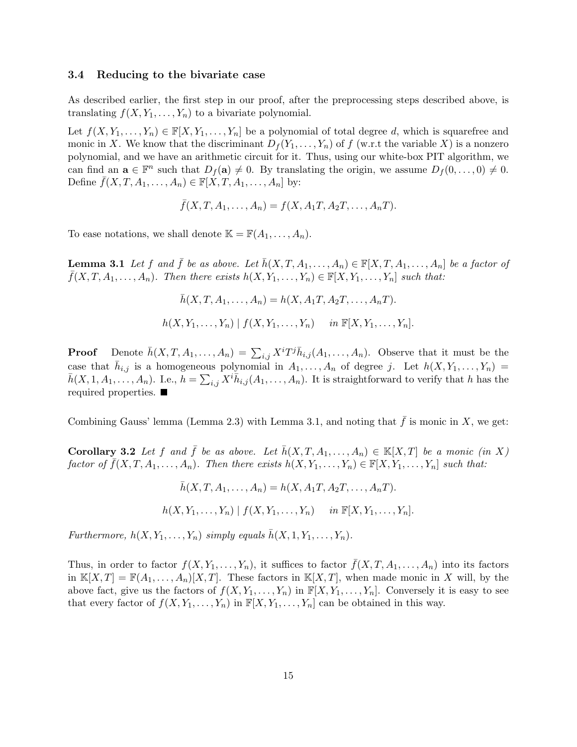### 3.4 Reducing to the bivariate case

As described earlier, the first step in our proof, after the preprocessing steps described above, is translating $f(X, Y_1, \ldots, Y_n)$ to a bivariate polynomial.

Let $f(X, Y_1, \ldots, Y_n) \in \mathbb{F}[X, Y_1, \ldots, Y_n]$ be a polynomial of total degree $d$, which is squarefree and monic in $X$. We know that the discriminant $D_f(Y_1, \ldots, Y_n)$ of $f$ (w.r.t the variable $X$) is a nonzero polynomial, and we have an arithmetic circuit for it. Thus, using our white-box PIT algorithm, we can find an $\mathbf{a} \in \mathbb{F}^n$ such that $D_f(\mathbf{a}) \neq 0$. By translating the origin, we assume $D_f(0, \ldots, 0) \neq 0$. Define $\bar{f}(X, T, A_1, \ldots, A_n) \in \mathbb{F}[X, T, A_1, \ldots, A_n]$ by:

$$\bar{f}(X, T, A_1, \ldots, A_n) = f(X, A_1T, A_2T, \ldots, A_nT).$$

To ease notations, we shall denote $\mathbb{K} = \mathbb{F}(A_1, \ldots, A_n)$.

**Lemma 3.1** *Let $f$ and $\bar{f}$ be as above. Let $\bar{h}(X, T, A_1, \ldots, A_n) \in \mathbb{F}[X, T, A_1, \ldots, A_n]$ be a factor of $\bar{f}(X, T, A_1, \ldots, A_n)$. Then there exists $h(X, Y_1, \ldots, Y_n) \in \mathbb{F}[X, Y_1, \ldots, Y_n]$ such that:*

$$\bar{h}(X, T, A_1, \ldots, A_n) = h(X, A_1T, A_2T, \ldots, A_nT).$$

$$h(X, Y_1, \ldots, Y_n) \mid f(X, Y_1, \ldots, Y_n) \quad \text{in } \mathbb{F}[X, Y_1, \ldots, Y_n].$$

**Proof** Denote $\bar{h}(X, T, A_1, \ldots, A_n) = \sum_{i,j} X^i T^j \bar{h}_{i,j}(A_1, \ldots, A_n)$. Observe that it must be the case that $\bar{h}_{i,j}$ is a homogeneous polynomial in $A_1, \ldots, A_n$ of degree $j$. Let $h(X, Y_1, \ldots, Y_n) = \bar{h}(X, 1, A_1, \ldots, A_n)$. I.e., $h = \sum_{i,j} X^i \bar{h}_{i,j}(A_1, \ldots, A_n)$. It is straightforward to verify that $h$ has the required properties. ■

Combining Gauss' lemma (Lemma 2.3) with Lemma 3.1, and noting that $\bar{f}$ is monic in $X$, we get:

**Corollary 3.2** *Let $f$ and $\bar{f}$ be as above. Let $\bar{h}(X, T, A_1, \ldots, A_n) \in \mathbb{K}[X, T]$ be a monic (in $X$) factor of $\bar{f}(X, T, A_1, \ldots, A_n)$. Then there exists $h(X, Y_1, \ldots, Y_n) \in \mathbb{F}[X, Y_1, \ldots, Y_n]$ such that:*

$$\bar{h}(X, T, A_1, \ldots, A_n) = h(X, A_1T, A_2T, \ldots, A_nT).$$

$$h(X, Y_1, \ldots, Y_n) \mid f(X, Y_1, \ldots, Y_n) \quad \text{in } \mathbb{F}[X, Y_1, \ldots, Y_n].$$

*Furthermore, $h(X, Y_1, \ldots, Y_n)$ simply equals $\bar{h}(X, 1, Y_1, \ldots, Y_n)$.*

Thus, in order to factor $f(X, Y_1, \ldots, Y_n)$, it suffices to factor $\bar{f}(X, T, A_1, \ldots, A_n)$ into its factors in $\mathbb{K}[X, T] = \mathbb{F}(A_1, \ldots, A_n)[X, T]$. These factors in $\mathbb{K}[X, T]$, when made monic in $X$ will, by the above fact, give us the factors of $f(X, Y_1, \ldots, Y_n)$ in $\mathbb{F}[X, Y_1, \ldots, Y_n]$. Conversely it is easy to see that every factor of $f(X, Y_1, \ldots, Y_n)$ in $\mathbb{F}[X, Y_1, \ldots, Y_n]$ can be obtained in this way.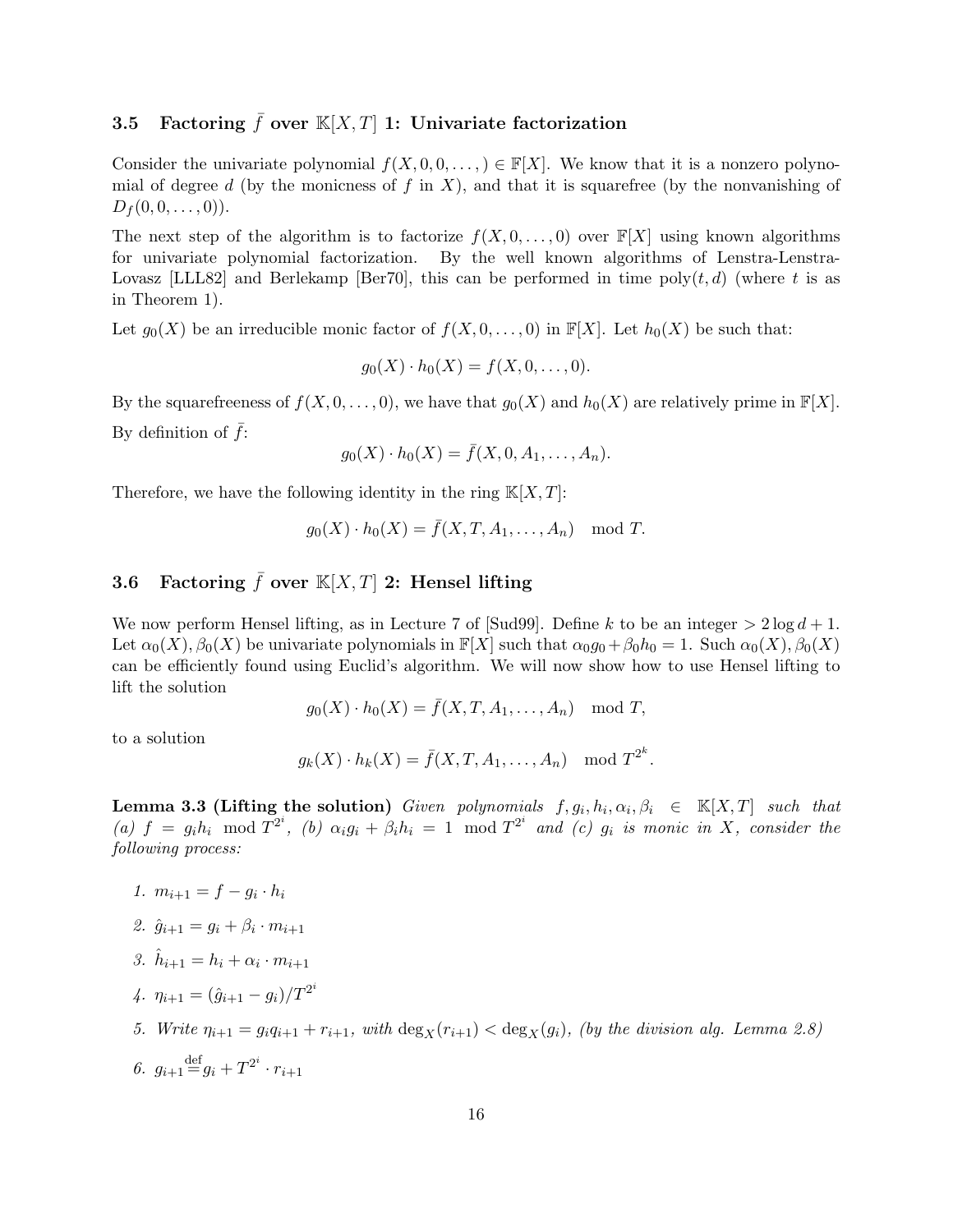### 3.5 Factoring $\bar{f}$ over $\mathbb{K}[X,T]$ 1: Univariate factorization

Consider the univariate polynomial $f(X, 0, 0, \dots, ) \in \mathbb{F}[X]$. We know that it is a nonzero polynomial of degree $d$ (by the monicness of $f$ in $X$), and that it is squarefree (by the nonvanishing of $D_f(0, 0, \dots, 0)$).

The next step of the algorithm is to factorize $f(X, 0, \dots, 0)$ over $\mathbb{F}[X]$ using known algorithms for univariate polynomial factorization. By the well known algorithms of Lenstra-Lenstra-Lovasz [LLL82] and Berlekamp [Ber70], this can be performed in time $\text{poly}(t, d)$ (where $t$ is as in Theorem 1).

Let $g_0(X)$ be an irreducible monic factor of $f(X, 0, \dots, 0)$ in $\mathbb{F}[X]$. Let $h_0(X)$ be such that:

$$g_0(X) \cdot h_0(X) = f(X, 0, \dots, 0).$$

By the squarefreeness of $f(X, 0, \dots, 0)$, we have that $g_0(X)$ and $h_0(X)$ are relatively prime in $\mathbb{F}[X]$.

By definition of $\bar{f}$:

$$g_0(X) \cdot h_0(X) = \bar{f}(X, 0, A_1, \dots, A_n).$$

Therefore, we have the following identity in the ring $\mathbb{K}[X, T]$:

$$g_0(X) \cdot h_0(X) = \bar{f}(X, T, A_1, \dots, A_n) \mod T.$$

### 3.6 Factoring $\bar{f}$ over $\mathbb{K}[X,T]$ 2: Hensel lifting

We now perform Hensel lifting, as in Lecture 7 of [Sud99]. Define $k$ to be an integer $> 2\log d + 1$. Let $\alpha_0(X), \beta_0(X)$ be univariate polynomials in $\mathbb{F}[X]$ such that $\alpha_0 g_0 + \beta_0 h_0 = 1$. Such $\alpha_0(X), \beta_0(X)$ can be efficiently found using Euclid's algorithm. We will now show how to use Hensel lifting to lift the solution

$$g_0(X) \cdot h_0(X) = \bar{f}(X, T, A_1, \dots, A_n) \mod T,$$

to a solution

$$g_k(X) \cdot h_k(X) = \bar{f}(X, T, A_1, \dots, A_n) \mod T^{2^k}.$$

**Lemma 3.3 (Lifting the solution)** *Given polynomials $f, g_i, h_i, \alpha_i, \beta_i \in \mathbb{K}[X, T]$ such that (a) $f = g_i h_i \mod T^{2^i}$, (b) $\alpha_i g_i + \beta_i h_i = 1 \mod T^{2^i}$ and (c) $g_i$ is monic in $X$, consider the following process:*

1. $m_{i+1} = f - g_i \cdot h_i$
2. $\hat{g}_{i+1} = g_i + \beta_i \cdot m_{i+1}$
3. $\hat{h}_{i+1} = h_i + \alpha_i \cdot m_{i+1}$
4. $\eta_{i+1} = (\hat{g}_{i+1} - g_i)/T^{2^i}$
5. *Write $\eta_{i+1} = g_i q_{i+1} + r_{i+1}$, with $\deg_X(r_{i+1}) < \deg_X(g_i)$, (by the division alg. Lemma 2.8)*
6. $g_{i+1} \stackrel{\text{def}}{=} g_i + T^{2^i} \cdot r_{i+1}$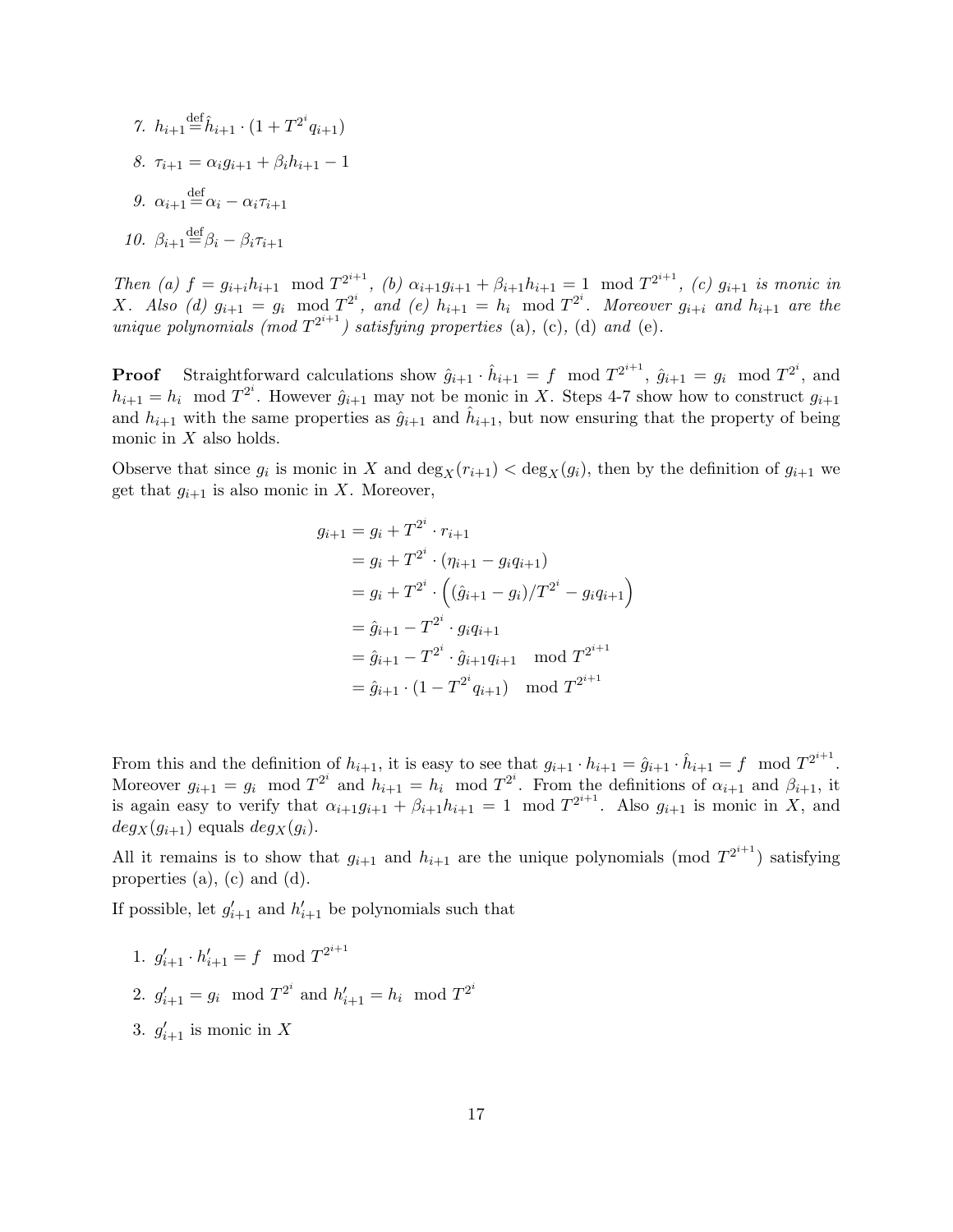7. $h_{i+1} \stackrel{\text{def}}{=} \hat{h}_{i+1} \cdot (1 + T^{2^i} q_{i+1})$

8. $\tau_{i+1} = \alpha_i g_{i+1} + \beta_i h_{i+1} - 1$

9. $\alpha_{i+1} \stackrel{\text{def}}{=} \alpha_i - \alpha_i \tau_{i+1}$

10. $\beta_{i+1} \stackrel{\text{def}}{=} \beta_i - \beta_i \tau_{i+1}$

*Then (a) $f = g_{i+i} h_{i+1} \mod T^{2^{i+1}}$, (b) $\alpha_{i+1} g_{i+1} + \beta_{i+1} h_{i+1} = 1 \mod T^{2^{i+1}}$, (c) $g_{i+1}$ is monic in $X$. Also (d) $g_{i+1} = g_i \mod T^{2^i}$, and (e) $h_{i+1} = h_i \mod T^{2^i}$. Moreover $g_{i+i}$ and $h_{i+1}$ are the unique polynomials (mod $T^{2^{i+1}}$) satisfying properties* (a), (c), (d) *and* (e).

**Proof** Straightforward calculations show $\hat{g}_{i+1} \cdot \hat{h}_{i+1} = f \mod T^{2^{i+1}}$, $\hat{g}_{i+1} = g_i \mod T^{2^i}$, and $h_{i+1} = h_i \mod T^{2^i}$. However $\hat{g}_{i+1}$ may not be monic in $X$. Steps 4-7 show how to construct $g_{i+1}$ and $h_{i+1}$ with the same properties as $\hat{g}_{i+1}$ and $\hat{h}_{i+1}$, but now ensuring that the property of being monic in $X$ also holds.

Observe that since $g_i$ is monic in $X$ and $\deg_X(r_{i+1}) < \deg_X(g_i)$, then by the definition of $g_{i+1}$ we get that $g_{i+1}$ is also monic in $X$. Moreover,

$$
\begin{aligned}
g_{i+1} &= g_i + T^{2^i} \cdot r_{i+1} \\
&= g_i + T^{2^i} \cdot (\eta_{i+1} - g_i q_{i+1}) \\
&= g_i + T^{2^i} \cdot \left( (\hat{g}_{i+1} - g_i)/T^{2^i} - g_i q_{i+1} \right) \\
&= \hat{g}_{i+1} - T^{2^i} \cdot g_i q_{i+1} \\
&= \hat{g}_{i+1} - T^{2^i} \cdot \hat{g}_{i+1} q_{i+1} \mod T^{2^{i+1}} \\
&= \hat{g}_{i+1} \cdot (1 - T^{2^i} q_{i+1}) \mod T^{2^{i+1}}
\end{aligned}
$$

From this and the definition of $h_{i+1}$, it is easy to see that $g_{i+1} \cdot h_{i+1} = \hat{g}_{i+1} \cdot \hat{h}_{i+1} = f \mod T^{2^{i+1}}$. Moreover $g_{i+1} = g_i \mod T^{2^i}$ and $h_{i+1} = h_i \mod T^{2^i}$. From the definitions of $\alpha_{i+1}$ and $\beta_{i+1}$, it is again easy to verify that $\alpha_{i+1} g_{i+1} + \beta_{i+1} h_{i+1} = 1 \mod T^{2^{i+1}}$. Also $g_{i+1}$ is monic in $X$, and $deg_X(g_{i+1})$ equals $deg_X(g_i)$.

All it remains is to show that $g_{i+1}$ and $h_{i+1}$ are the unique polynomials (mod $T^{2^{i+1}}$) satisfying properties (a), (c) and (d).

If possible, let $g'_{i+1}$ and $h'_{i+1}$ be polynomials such that

1. $g'_{i+1} \cdot h'_{i+1} = f \mod T^{2^{i+1}}$
2. $g'_{i+1} = g_i \mod T^{2^i}$ and $h'_{i+1} = h_i \mod T^{2^i}$
3. $g'_{i+1}$ is monic in $X$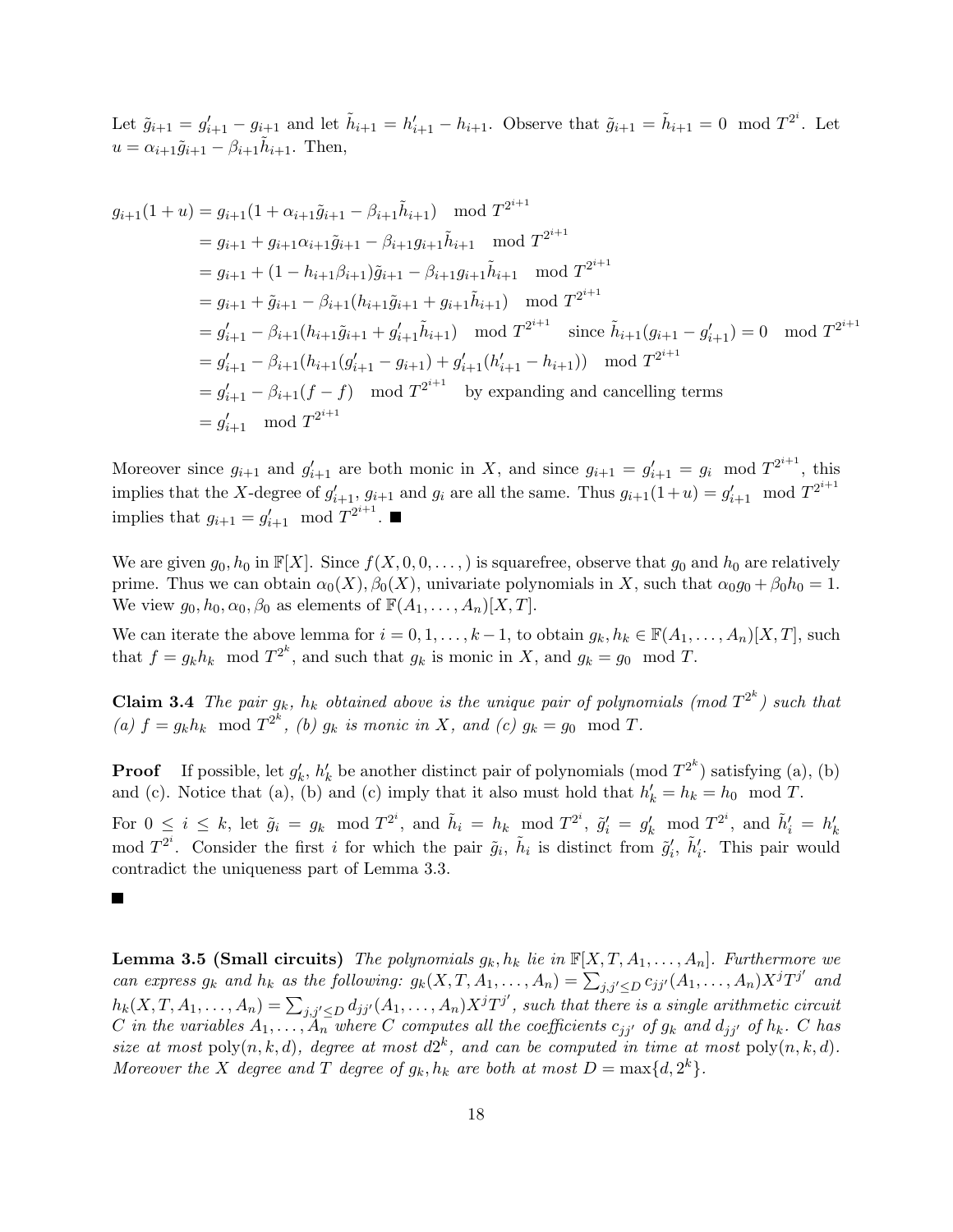Let $\tilde{g}_{i+1} = g'_{i+1} - g_{i+1}$ and let $\tilde{h}_{i+1} = h'_{i+1} - h_{i+1}$. Observe that $\tilde{g}_{i+1} = \tilde{h}_{i+1} = 0 \mod T^{2^i}$. Let $u = \alpha_{i+1}\tilde{g}_{i+1} - \beta_{i+1}\tilde{h}_{i+1}$. Then,

$$
\begin{aligned}
g_{i+1}(1+u) &= g_{i+1}(1 + \alpha_{i+1}\tilde{g}_{i+1} - \beta_{i+1}\tilde{h}_{i+1}) \mod T^{2^{i+1}} \\
&= g_{i+1} + g_{i+1}\alpha_{i+1}\tilde{g}_{i+1} - \beta_{i+1}g_{i+1}\tilde{h}_{i+1} \mod T^{2^{i+1}} \\
&= g_{i+1} + (1 - h_{i+1}\beta_{i+1})\tilde{g}_{i+1} - \beta_{i+1}g_{i+1}\tilde{h}_{i+1} \mod T^{2^{i+1}} \\
&= g_{i+1} + \tilde{g}_{i+1} - \beta_{i+1}(h_{i+1}\tilde{g}_{i+1} + g_{i+1}\tilde{h}_{i+1}) \mod T^{2^{i+1}} \\
&= g'_{i+1} - \beta_{i+1}(h_{i+1}\tilde{g}_{i+1} + g'_{i+1}\tilde{h}_{i+1}) \mod T^{2^{i+1}} \quad \text{since } \tilde{h}_{i+1}(g_{i+1} - g'_{i+1}) = 0 \mod T^{2^{i+1}} \\
&= g'_{i+1} - \beta_{i+1}(h_{i+1}(g'_{i+1} - g_{i+1}) + g'_{i+1}(h'_{i+1} - h_{i+1})) \mod T^{2^{i+1}} \\
&= g'_{i+1} - \beta_{i+1}(f - f) \mod T^{2^{i+1}} \quad \text{by expanding and cancelling terms} \\
&= g'_{i+1} \mod T^{2^{i+1}}
\end{aligned}
$$

Moreover since $g_{i+1}$ and $g'_{i+1}$ are both monic in $X$, and since $g_{i+1} = g'_{i+1} = g_i \mod T^{2^{i+1}}$, this implies that the $X$-degree of $g'_{i+1}$, $g_{i+1}$ and $g_i$ are all the same. Thus $g_{i+1}(1+u) = g'_{i+1} \mod T^{2^{i+1}}$ implies that $g_{i+1} = g'_{i+1} \mod T^{2^{i+1}}$. ■

We are given $g_0, h_0$ in $\mathbb{F}[X]$. Since $f(X, 0, 0, \ldots,)$ is squarefree, observe that $g_0$ and $h_0$ are relatively prime. Thus we can obtain $\alpha_0(X), \beta_0(X)$, univariate polynomials in $X$, such that $\alpha_0 g_0 + \beta_0 h_0 = 1$. We view $g_0, h_0, \alpha_0, \beta_0$ as elements of $\mathbb{F}(A_1, \ldots, A_n)[X, T]$.

We can iterate the above lemma for $i = 0, 1, \ldots, k-1$, to obtain $g_k, h_k \in \mathbb{F}(A_1, \ldots, A_n)[X, T]$, such that $f = g_k h_k \mod T^{2^k}$, and such that $g_k$ is monic in $X$, and $g_k = g_0 \mod T$.

**Claim 3.4** *The pair $g_k$, $h_k$ obtained above is the unique pair of polynomials (mod $T^{2^k}$) such that (a) $f = g_k h_k \mod T^{2^k}$, (b) $g_k$ is monic in $X$, and (c) $g_k = g_0 \mod T$.*

**Proof** If possible, let $g'_k$, $h'_k$ be another distinct pair of polynomials (mod $T^{2^k}$) satisfying (a), (b) and (c). Notice that (a), (b) and (c) imply that it also must hold that $h'_k = h_k = h_0 \mod T$.

For $0 \leq i \leq k$, let $\tilde{g}_i = g_k \mod T^{2^i}$, and $\tilde{h}_i = h_k \mod T^{2^i}$, $\tilde{g}'_i = g'_k \mod T^{2^i}$, and $\tilde{h}'_i = h'_k \mod T^{2^i}$. Consider the first $i$ for which the pair $\tilde{g}_i$, $\tilde{h}_i$ is distinct from $\tilde{g}'_i$, $\tilde{h}'_i$. This pair would contradict the uniqueness part of Lemma 3.3.

■

**Lemma 3.5 (Small circuits)** *The polynomials $g_k, h_k$ lie in $\mathbb{F}[X, T, A_1, \ldots, A_n]$. Furthermore we can express $g_k$ and $h_k$ as the following: $g_k(X, T, A_1, \ldots, A_n) = \sum_{j,j' \leq D} c_{jj'}(A_1, \ldots, A_n) X^j T^{j'}$ and $h_k(X, T, A_1, \ldots, A_n) = \sum_{j,j' \leq D} d_{jj'}(A_1, \ldots, A_n) X^j T^{j'}$, such that there is a single arithmetic circuit $C$ in the variables $A_1, \ldots, A_n$ where $C$ computes all the coefficients $c_{jj'}$ of $g_k$ and $d_{jj'}$ of $h_k$. $C$ has size at most $\mathrm{poly}(n, k, d)$, degree at most $d2^k$, and can be computed in time at most $\mathrm{poly}(n, k, d)$. Moreover the $X$ degree and $T$ degree of $g_k, h_k$ are both at most $D = \max\{d, 2^k\}$.*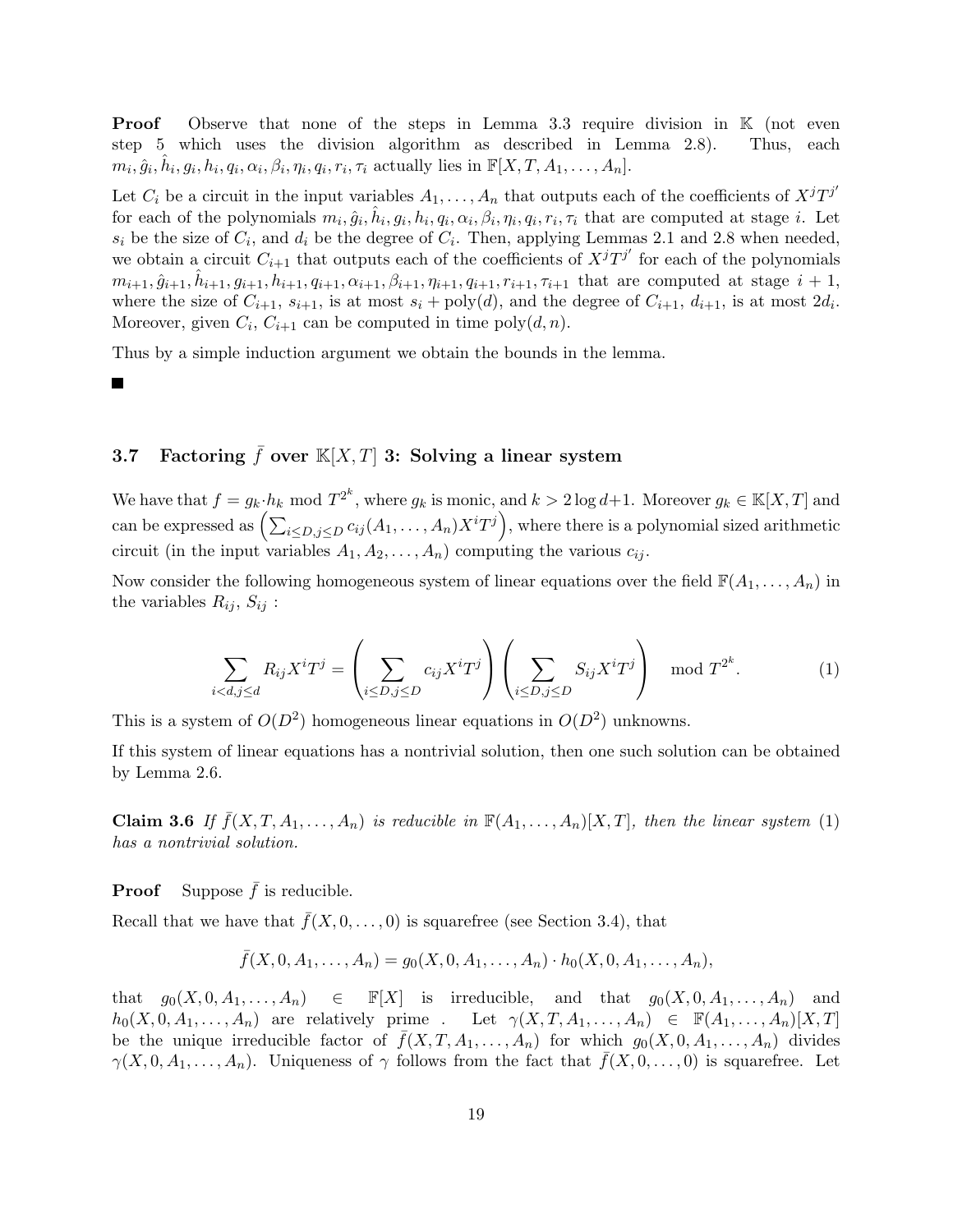**Proof** Observe that none of the steps in Lemma 3.3 require division in $\mathbb{K}$ (not even step 5 which uses the division algorithm as described in Lemma 2.8). Thus, each $m_i, \hat{g}_i, \hat{h}_i, g_i, h_i, q_i, \alpha_i, \beta_i, \eta_i, q_i, r_i, \tau_i$ actually lies in $\mathbb{F}[X, T, A_1, \ldots, A_n]$.

Let $C_i$ be a circuit in the input variables $A_1, \ldots, A_n$ that outputs each of the coefficients of $X^j T^{j'}$ for each of the polynomials $m_i, \hat{g}_i, \hat{h}_i, g_i, h_i, q_i, \alpha_i, \beta_i, \eta_i, q_i, r_i, \tau_i$ that are computed at stage $i$. Let $s_i$ be the size of $C_i$, and $d_i$ be the degree of $C_i$. Then, applying Lemmas 2.1 and 2.8 when needed, we obtain a circuit $C_{i+1}$ that outputs each of the coefficients of $X^j T^{j'}$ for each of the polynomials $m_{i+1}, \hat{g}_{i+1}, \hat{h}_{i+1}, g_{i+1}, h_{i+1}, q_{i+1}, \alpha_{i+1}, \beta_{i+1}, \eta_{i+1}, q_{i+1}, r_{i+1}, \tau_{i+1}$ that are computed at stage $i+1$, where the size of $C_{i+1}$, $s_{i+1}$, is at most $s_i + \text{poly}(d)$, and the degree of $C_{i+1}$, $d_{i+1}$, is at most $2d_i$. Moreover, given $C_i$, $C_{i+1}$ can be computed in time $\text{poly}(d, n)$.

Thus by a simple induction argument we obtain the bounds in the lemma.

■

### 3.7 Factoring $\bar{f}$ over $\mathbb{K}[X, T]$ 3: Solving a linear system

We have that $f = g_k \cdot h_k \mod T^{2^k}$, where $g_k$ is monic, and $k > 2\log d + 1$. Moreover $g_k \in \mathbb{K}[X, T]$ and can be expressed as $\left(\sum_{i \le D, j \le D} c_{ij}(A_1, \ldots, A_n) X^i T^j\right)$, where there is a polynomial sized arithmetic circuit (in the input variables $A_1, A_2, \ldots, A_n$) computing the various $c_{ij}$.

Now consider the following homogeneous system of linear equations over the field $\mathbb{F}(A_1, \ldots, A_n)$ in the variables $R_{ij}$, $S_{ij}$ :

$$\sum_{i<d, j \le d} R_{ij} X^i T^j = \left(\sum_{i \le D, j \le D} c_{ij} X^i T^j\right)\left(\sum_{i \le D, j \le D} S_{ij} X^i T^j\right) \mod T^{2^k}. \tag{1}$$

This is a system of $O(D^2)$ homogeneous linear equations in $O(D^2)$ unknowns.

If this system of linear equations has a nontrivial solution, then one such solution can be obtained by Lemma 2.6.

**Claim 3.6** *If $\bar{f}(X, T, A_1, \ldots, A_n)$ is reducible in $\mathbb{F}(A_1, \ldots, A_n)[X, T]$, then the linear system (1) has a nontrivial solution.*

**Proof** Suppose $\bar{f}$ is reducible.

Recall that we have that $\bar{f}(X, 0, \ldots, 0)$ is squarefree (see Section 3.4), that

$$\bar{f}(X, 0, A_1, \ldots, A_n) = g_0(X, 0, A_1, \ldots, A_n) \cdot h_0(X, 0, A_1, \ldots, A_n),$$

that $g_0(X, 0, A_1, \ldots, A_n) \in \mathbb{F}[X]$ is irreducible, and that $g_0(X, 0, A_1, \ldots, A_n)$ and $h_0(X, 0, A_1, \ldots, A_n)$ are relatively prime . Let $\gamma(X, T, A_1, \ldots, A_n) \in \mathbb{F}(A_1, \ldots, A_n)[X, T]$ be the unique irreducible factor of $\bar{f}(X, T, A_1, \ldots, A_n)$ for which $g_0(X, 0, A_1, \ldots, A_n)$ divides $\gamma(X, 0, A_1, \ldots, A_n)$. Uniqueness of $\gamma$ follows from the fact that $\bar{f}(X, 0, \ldots, 0)$ is squarefree. Let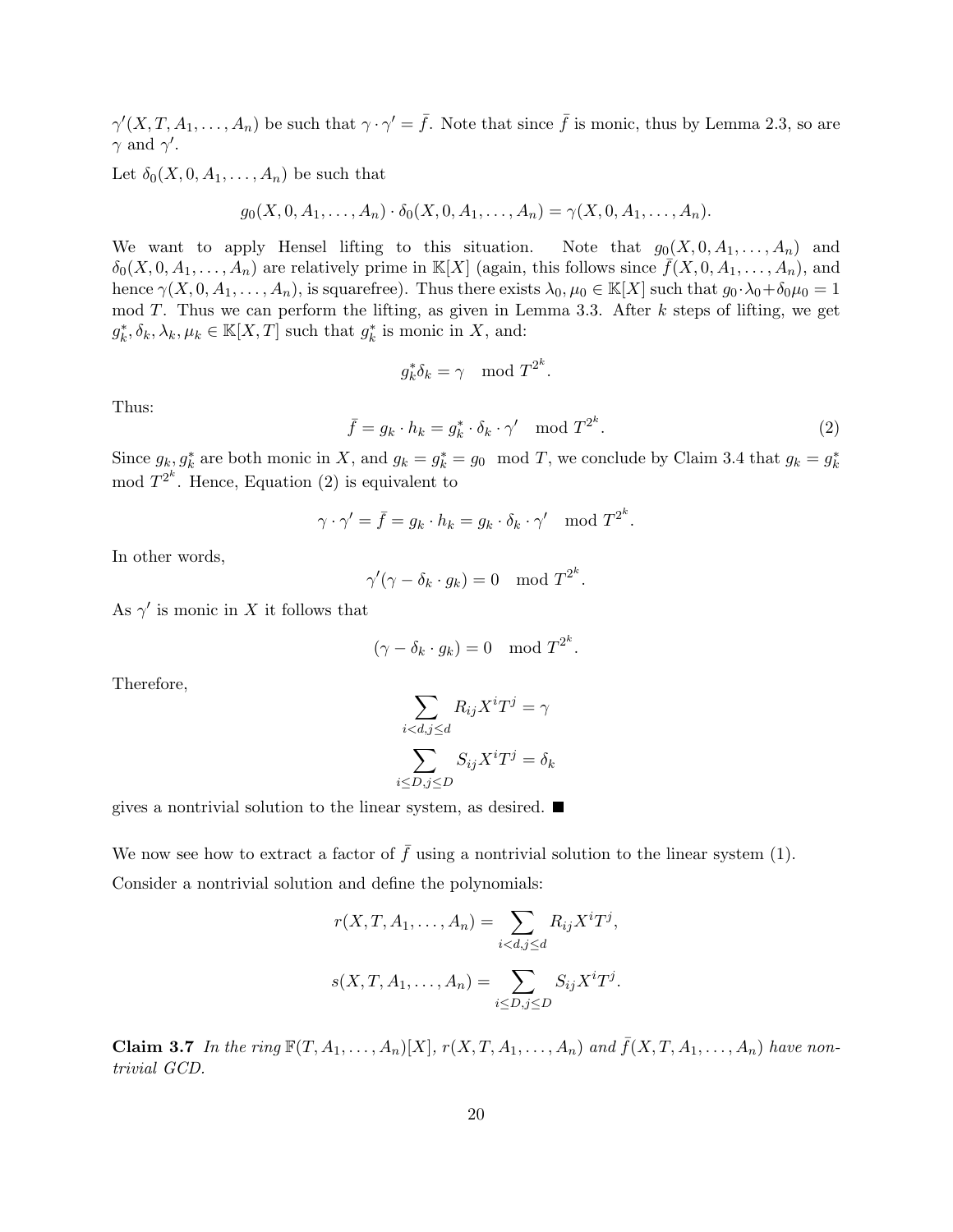$\gamma'(X, T, A_1, \ldots, A_n)$ be such that $\gamma \cdot \gamma' = \bar{f}$. Note that since $\bar{f}$ is monic, thus by Lemma 2.3, so are $\gamma$ and $\gamma'$.

Let $\delta_0(X, 0, A_1, \ldots, A_n)$ be such that

$$g_0(X, 0, A_1, \ldots, A_n) \cdot \delta_0(X, 0, A_1, \ldots, A_n) = \gamma(X, 0, A_1, \ldots, A_n).$$

We want to apply Hensel lifting to this situation. Note that $g_0(X, 0, A_1, \ldots, A_n)$ and $\delta_0(X, 0, A_1, \ldots, A_n)$ are relatively prime in $\mathbb{K}[X]$ (again, this follows since $\bar{f}(X, 0, A_1, \ldots, A_n)$, and hence $\gamma(X, 0, A_1, \ldots, A_n)$, is squarefree). Thus there exists $\lambda_0, \mu_0 \in \mathbb{K}[X]$ such that $g_0 \cdot \lambda_0 + \delta_0 \mu_0 = 1 \mod T$. Thus we can perform the lifting, as given in Lemma 3.3. After $k$ steps of lifting, we get $g_k^*, \delta_k, \lambda_k, \mu_k \in \mathbb{K}[X, T]$ such that $g_k^*$ is monic in $X$, and:

$$g_k^* \delta_k = \gamma \mod T^{2^k}.$$

Thus:

$$\bar{f} = g_k \cdot h_k = g_k^* \cdot \delta_k \cdot \gamma' \mod T^{2^k}. \tag{2}$$

Since $g_k, g_k^*$ are both monic in $X$, and $g_k = g_k^* = g_0 \mod T$, we conclude by Claim 3.4 that $g_k = g_k^* \mod T^{2^k}$. Hence, Equation (2) is equivalent to

$$\gamma \cdot \gamma' = \bar{f} = g_k \cdot h_k = g_k \cdot \delta_k \cdot \gamma' \mod T^{2^k}.$$

In other words,

$$\gamma'(\gamma - \delta_k \cdot g_k) = 0 \mod T^{2^k}.$$

As $\gamma'$ is monic in $X$ it follows that

$$(\gamma - \delta_k \cdot g_k) = 0 \mod T^{2^k}.$$

Therefore,

$$\sum_{i<d, j \leq d} R_{ij} X^i T^j = \gamma$$

$$\sum_{i \leq D, j \leq D} S_{ij} X^i T^j = \delta_k$$

gives a nontrivial solution to the linear system, as desired. ■

We now see how to extract a factor of $\bar{f}$ using a nontrivial solution to the linear system (1).

Consider a nontrivial solution and define the polynomials:

$$r(X, T, A_1, \ldots, A_n) = \sum_{i<d, j \leq d} R_{ij} X^i T^j,$$

$$s(X, T, A_1, \ldots, A_n) = \sum_{i \leq D, j \leq D} S_{ij} X^i T^j.$$

**Claim 3.7** *In the ring $\mathbb{F}(T, A_1, \ldots, A_n)[X]$, $r(X, T, A_1, \ldots, A_n)$ and $\bar{f}(X, T, A_1, \ldots, A_n)$ have nontrivial GCD.*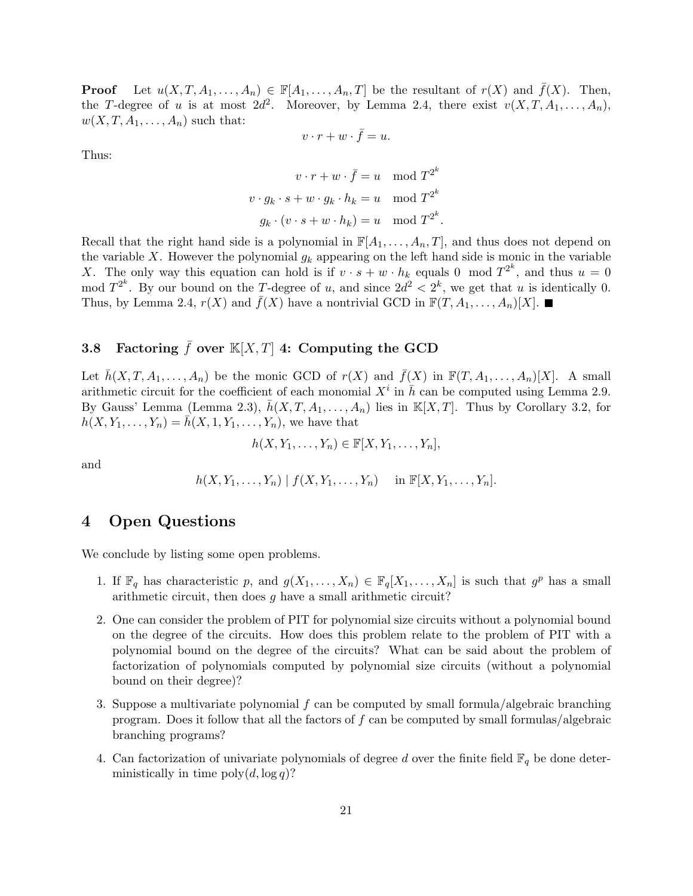**Proof** Let $u(X, T, A_1, \ldots, A_n) \in \mathbb{F}[A_1, \ldots, A_n, T]$ be the resultant of $r(X)$ and $\bar{f}(X)$. Then, the $T$-degree of $u$ is at most $2d^2$. Moreover, by Lemma 2.4, there exist $v(X, T, A_1, \ldots, A_n)$, $w(X, T, A_1, \ldots, A_n)$ such that:

$$v \cdot r + w \cdot \bar{f} = u.$$

Thus:

$$\begin{aligned} v \cdot r + w \cdot \bar{f} &= u \mod T^{2^k} \\ v \cdot g_k \cdot s + w \cdot g_k \cdot h_k &= u \mod T^{2^k} \\ g_k \cdot (v \cdot s + w \cdot h_k) &= u \mod T^{2^k}. \end{aligned}$$

Recall that the right hand side is a polynomial in $\mathbb{F}[A_1, \ldots, A_n, T]$, and thus does not depend on the variable $X$. However the polynomial $g_k$ appearing on the left hand side is monic in the variable $X$. The only way this equation can hold is if $v \cdot s + w \cdot h_k$ equals $0 \mod T^{2^k}$, and thus $u = 0 \mod T^{2^k}$. By our bound on the $T$-degree of $u$, and since $2d^2 < 2^k$, we get that $u$ is identically 0. Thus, by Lemma 2.4, $r(X)$ and $\bar{f}(X)$ have a nontrivial GCD in $\mathbb{F}(T, A_1, \ldots, A_n)[X]$. ■

### 3.8 Factoring $\bar{f}$ over $\mathbb{K}[X, T]$ 4: Computing the GCD

Let $\bar{h}(X, T, A_1, \ldots, A_n)$ be the monic GCD of $r(X)$ and $\bar{f}(X)$ in $\mathbb{F}(T, A_1, \ldots, A_n)[X]$. A small arithmetic circuit for the coefficient of each monomial $X^i$ in $\bar{h}$ can be computed using Lemma 2.9. By Gauss' Lemma (Lemma 2.3), $\bar{h}(X, T, A_1, \ldots, A_n)$ lies in $\mathbb{K}[X, T]$. Thus by Corollary 3.2, for $h(X, Y_1, \ldots, Y_n) = \bar{h}(X, 1, Y_1, \ldots, Y_n)$, we have that

$$h(X, Y_1, \ldots, Y_n) \in \mathbb{F}[X, Y_1, \ldots, Y_n],$$

and

$$h(X, Y_1, \ldots, Y_n) \mid f(X, Y_1, \ldots, Y_n) \quad \text{ in } \mathbb{F}[X, Y_1, \ldots, Y_n].$$

## 4 Open Questions

We conclude by listing some open problems.

1. If $\mathbb{F}_q$ has characteristic $p$, and $g(X_1, \ldots, X_n) \in \mathbb{F}_q[X_1, \ldots, X_n]$ is such that $g^p$ has a small arithmetic circuit, then does $g$ have a small arithmetic circuit?
2. One can consider the problem of PIT for polynomial size circuits without a polynomial bound on the degree of the circuits. How does this problem relate to the problem of PIT with a polynomial bound on the degree of the circuits? What can be said about the problem of factorization of polynomials computed by polynomial size circuits (without a polynomial bound on their degree)?
3. Suppose a multivariate polynomial $f$ can be computed by small formula/algebraic branching program. Does it follow that all the factors of $f$ can be computed by small formulas/algebraic branching programs?
4. Can factorization of univariate polynomials of degree $d$ over the finite field $\mathbb{F}_q$ be done deterministically in time $\text{poly}(d, \log q)$?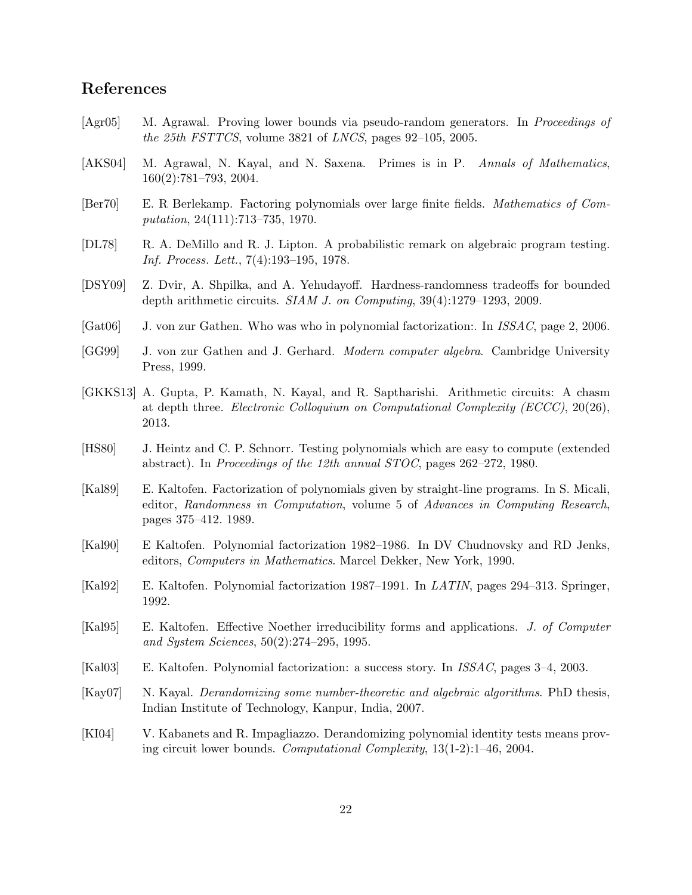## References

[Agr05] M. Agrawal. Proving lower bounds via pseudo-random generators. In *Proceedings of the 25th FSTTCS*, volume 3821 of *LNCS*, pages 92–105, 2005.

[AKS04] M. Agrawal, N. Kayal, and N. Saxena. Primes is in P. *Annals of Mathematics*, 160(2):781–793, 2004.

[Ber70] E. R Berlekamp. Factoring polynomials over large finite fields. *Mathematics of Computation*, 24(111):713–735, 1970.

[DL78] R. A. DeMillo and R. J. Lipton. A probabilistic remark on algebraic program testing. *Inf. Process. Lett.*, 7(4):193–195, 1978.

[DSY09] Z. Dvir, A. Shpilka, and A. Yehudayoff. Hardness-randomness tradeoffs for bounded depth arithmetic circuits. *SIAM J. on Computing*, 39(4):1279–1293, 2009.

[Gat06] J. von zur Gathen. Who was who in polynomial factorization:. In *ISSAC*, page 2, 2006.

[GG99] J. von zur Gathen and J. Gerhard. *Modern computer algebra*. Cambridge University Press, 1999.

[GKKS13] A. Gupta, P. Kamath, N. Kayal, and R. Saptharishi. Arithmetic circuits: A chasm at depth three. *Electronic Colloquium on Computational Complexity (ECCC)*, 20(26), 2013.

[HS80] J. Heintz and C. P. Schnorr. Testing polynomials which are easy to compute (extended abstract). In *Proceedings of the 12th annual STOC*, pages 262–272, 1980.

[Kal89] E. Kaltofen. Factorization of polynomials given by straight-line programs. In S. Micali, editor, *Randomness in Computation*, volume 5 of *Advances in Computing Research*, pages 375–412. 1989.

[Kal90] E Kaltofen. Polynomial factorization 1982–1986. In DV Chudnovsky and RD Jenks, editors, *Computers in Mathematics*. Marcel Dekker, New York, 1990.

[Kal92] E. Kaltofen. Polynomial factorization 1987–1991. In *LATIN*, pages 294–313. Springer, 1992.

[Kal95] E. Kaltofen. Effective Noether irreducibility forms and applications. *J. of Computer and System Sciences*, 50(2):274–295, 1995.

[Kal03] E. Kaltofen. Polynomial factorization: a success story. In *ISSAC*, pages 3–4, 2003.

[Kay07] N. Kayal. *Derandomizing some number-theoretic and algebraic algorithms*. PhD thesis, Indian Institute of Technology, Kanpur, India, 2007.

[KI04] V. Kabanets and R. Impagliazzo. Derandomizing polynomial identity tests means proving circuit lower bounds. *Computational Complexity*, 13(1-2):1–46, 2004.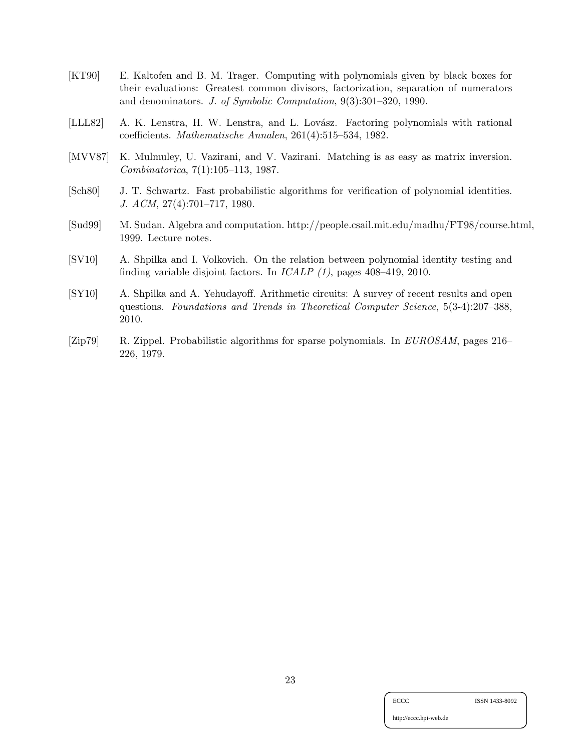[KT90] E. Kaltofen and B. M. Trager. Computing with polynomials given by black boxes for their evaluations: Greatest common divisors, factorization, separation of numerators and denominators. *J. of Symbolic Computation*, 9(3):301–320, 1990.

[LLL82] A. K. Lenstra, H. W. Lenstra, and L. Lovász. Factoring polynomials with rational coefficients. *Mathematische Annalen*, 261(4):515–534, 1982.

[MVV87] K. Mulmuley, U. Vazirani, and V. Vazirani. Matching is as easy as matrix inversion. *Combinatorica*, 7(1):105–113, 1987.

[Sch80] J. T. Schwartz. Fast probabilistic algorithms for verification of polynomial identities. *J. ACM*, 27(4):701–717, 1980.

[Sud99] M. Sudan. Algebra and computation. http://people.csail.mit.edu/madhu/FT98/course.html, 1999. Lecture notes.

[SV10] A. Shpilka and I. Volkovich. On the relation between polynomial identity testing and finding variable disjoint factors. In *ICALP (1)*, pages 408–419, 2010.

[SY10] A. Shpilka and A. Yehudayoff. Arithmetic circuits: A survey of recent results and open questions. *Foundations and Trends in Theoretical Computer Science*, 5(3-4):207–388, 2010.

[Zip79] R. Zippel. Probabilistic algorithms for sparse polynomials. In *EUROSAM*, pages 216–226, 1979.

ECCC ISSN 1433-8092

http://eccc.hpi-web.de